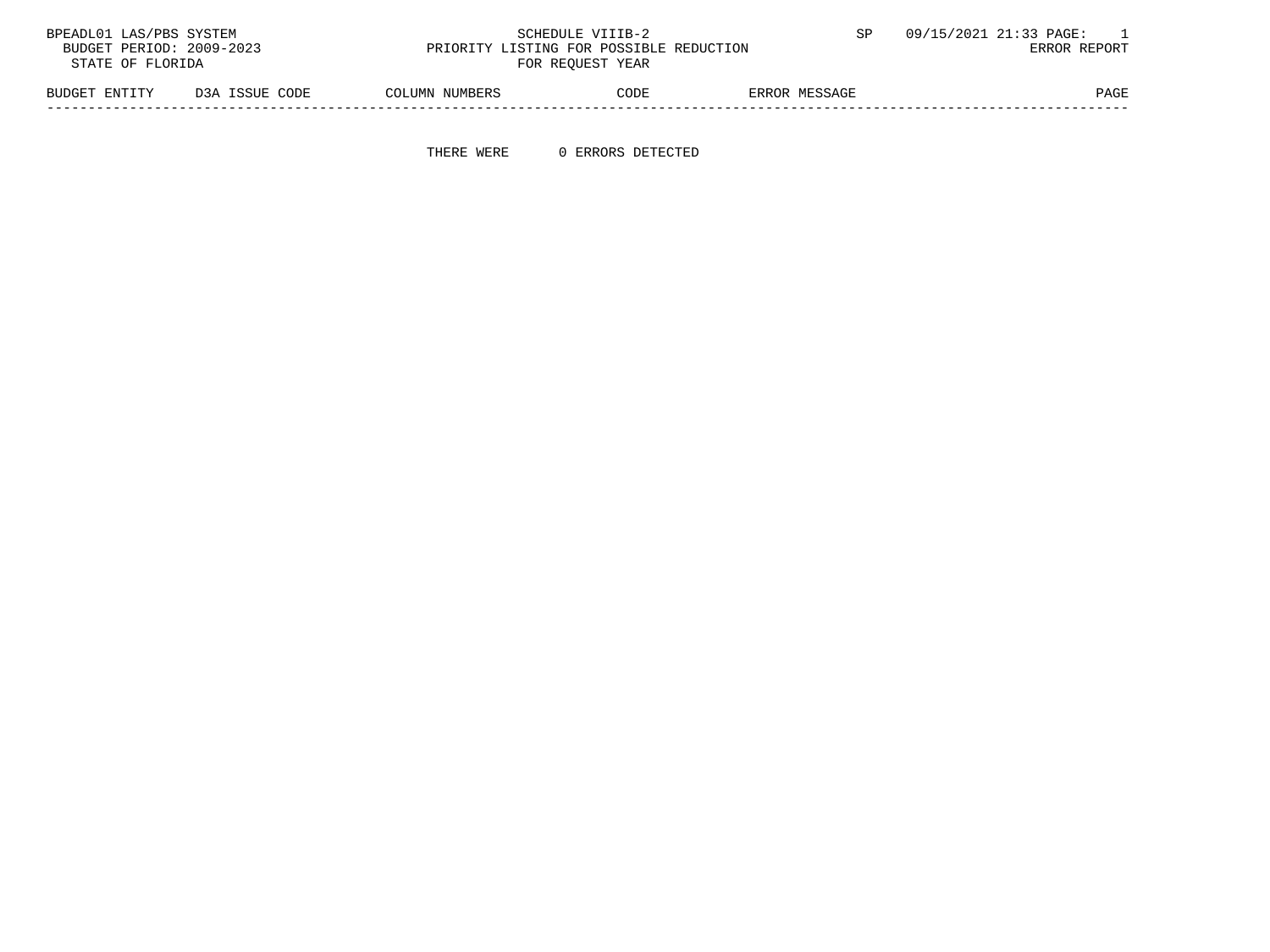BPEADL01 LAS/PBS SYSTEM — SCHEDULE VIIIB-2 — SP — 09/15/2021 21:33 PAGE: 1

BUDGET PERIOD: 2009-2023 — PRIORITY LISTING FOR POSSIBLE REDUCTION — ERROR REPORT

STATE OF FLORIDA — FOR REQUEST YEAR

| BUDGET ENTITY | D3A ISSUE CODE | COLUMN NUMBERS | CODE | ERROR MESSAGE | PAGE |
|---|---|---|---|---|---|

THERE WERE 0 ERRORS DETECTED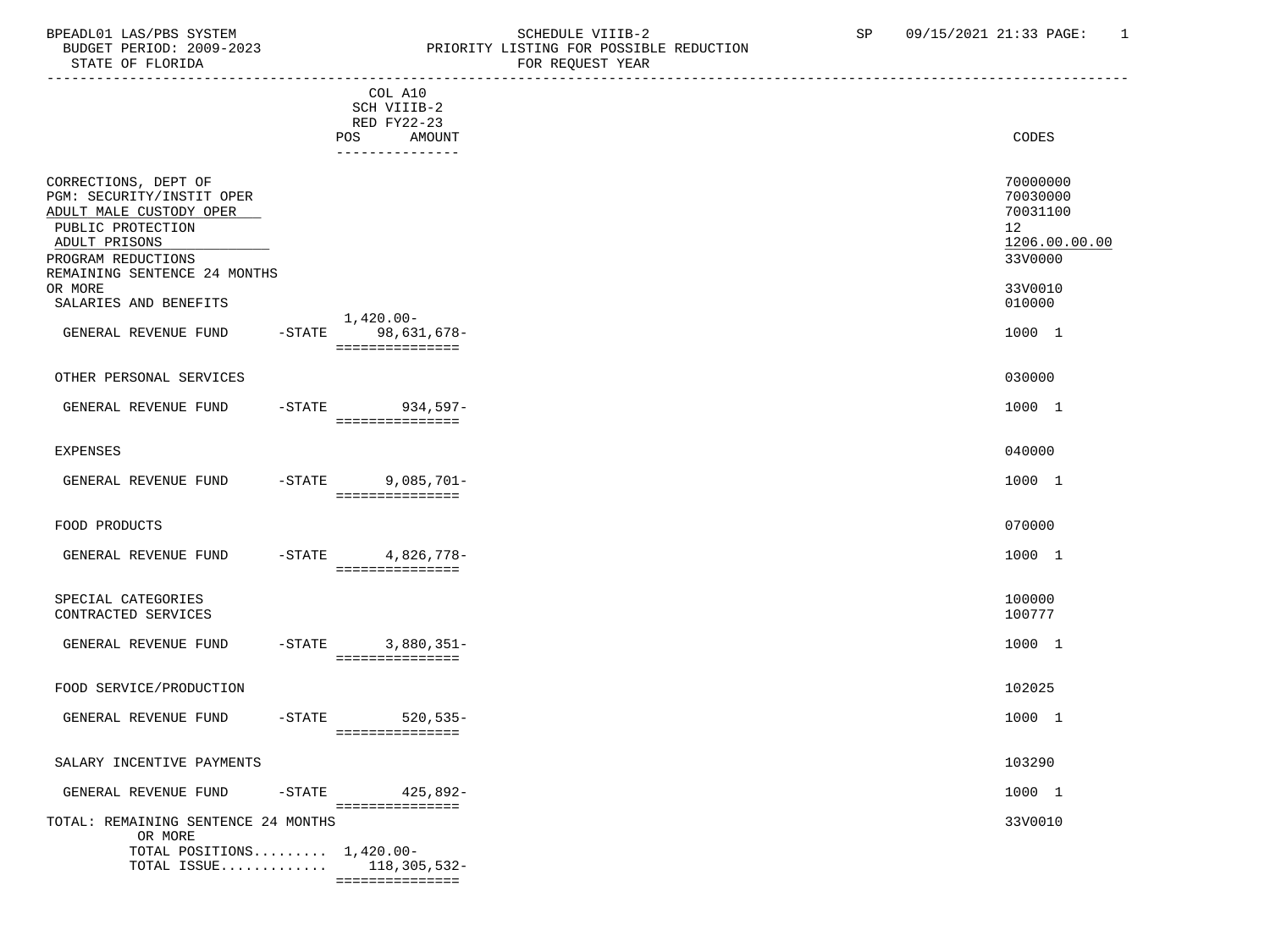BPEADL01 LAS/PBS SYSTEM — SCHEDULE VIIIB-2 — SP 09/15/2021 21:33 PAGE: 1
BUDGET PERIOD: 2009-2023 — PRIORITY LISTING FOR POSSIBLE REDUCTION
STATE OF FLORIDA — FOR REQUEST YEAR

| | COL A10 SCH VIIIB-2 RED FY22-23 POS AMOUNT | CODES |
|---|---|---|
| CORRECTIONS, DEPT OF | | 70000000 |
| PGM: SECURITY/INSTIT OPER | | 70030000 |
| ADULT MALE CUSTODY OPER | | 70031100 |
| PUBLIC PROTECTION | | 12 |
| ADULT PRISONS | | 1206.00.00.00 |
| PROGRAM REDUCTIONS | | 33V0000 |
| REMAINING SENTENCE 24 MONTHS OR MORE | | 33V0010 |
| SALARIES AND BENEFITS | | 010000 |
| GENERAL REVENUE FUND -STATE | 1,420.00- 98,631,678- | 1000 1 |
| OTHER PERSONAL SERVICES | | 030000 |
| GENERAL REVENUE FUND -STATE | 934,597- | 1000 1 |
| EXPENSES | | 040000 |
| GENERAL REVENUE FUND -STATE | 9,085,701- | 1000 1 |
| FOOD PRODUCTS | | 070000 |
| GENERAL REVENUE FUND -STATE | 4,826,778- | 1000 1 |
| SPECIAL CATEGORIES | | 100000 |
| CONTRACTED SERVICES | | 100777 |
| GENERAL REVENUE FUND -STATE | 3,880,351- | 1000 1 |
| FOOD SERVICE/PRODUCTION | | 102025 |
| GENERAL REVENUE FUND -STATE | 520,535- | 1000 1 |
| SALARY INCENTIVE PAYMENTS | | 103290 |
| GENERAL REVENUE FUND -STATE | 425,892- | 1000 1 |
| TOTAL: REMAINING SENTENCE 24 MONTHS OR MORE | | 33V0010 |
| TOTAL POSITIONS......... | 1,420.00- | |
| TOTAL ISSUE............ | 118,305,532- | |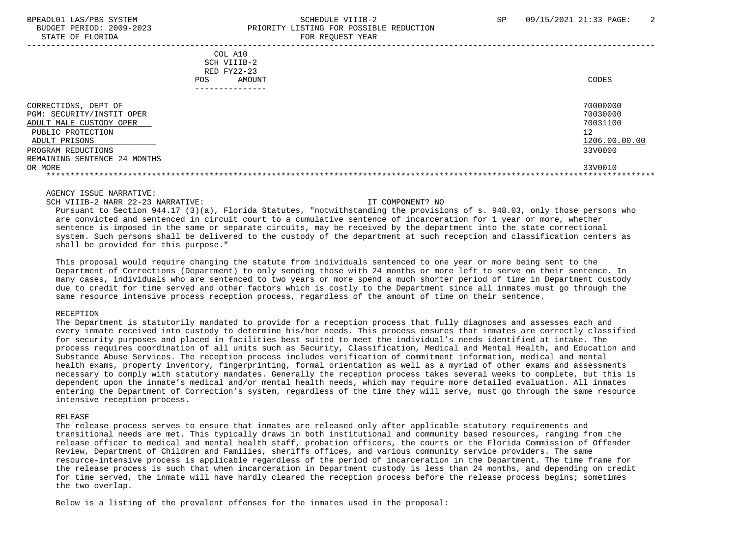| | COL A10 SCH VIIIB-2 RED FY22-23 POS AMOUNT | CODES |
|---|---|---|
| CORRECTIONS, DEPT OF | | 70000000 |
| PGM: SECURITY/INSTIT OPER | | 70030000 |
| ADULT MALE CUSTODY OPER | | 70031100 |
| PUBLIC PROTECTION | | 12 |
| ADULT PRISONS | | 1206.00.00.00 |
| PROGRAM REDUCTIONS | | 33V0000 |
| REMAINING SENTENCE 24 MONTHS OR MORE | | 33V0010 |

AGENCY ISSUE NARRATIVE:

SCH VIIIB-2 NARR 22-23 NARRATIVE: IT COMPONENT? NO

Pursuant to Section 944.17 (3)(a), Florida Statutes, "notwithstanding the provisions of s. 948.03, only those persons who are convicted and sentenced in circuit court to a cumulative sentence of incarceration for 1 year or more, whether sentence is imposed in the same or separate circuits, may be received by the department into the state correctional system. Such persons shall be delivered to the custody of the department at such reception and classification centers as shall be provided for this purpose."

This proposal would require changing the statute from individuals sentenced to one year or more being sent to the Department of Corrections (Department) to only sending those with 24 months or more left to serve on their sentence. In many cases, individuals who are sentenced to two years or more spend a much shorter period of time in Department custody due to credit for time served and other factors which is costly to the Department since all inmates must go through the same resource intensive process reception process, regardless of the amount of time on their sentence.

RECEPTION

The Department is statutorily mandated to provide for a reception process that fully diagnoses and assesses each and every inmate received into custody to determine his/her needs. This process ensures that inmates are correctly classified for security purposes and placed in facilities best suited to meet the individual's needs identified at intake. The process requires coordination of all units such as Security, Classification, Medical and Mental Health, and Education and Substance Abuse Services. The reception process includes verification of commitment information, medical and mental health exams, property inventory, fingerprinting, formal orientation as well as a myriad of other exams and assessments necessary to comply with statutory mandates. Generally the reception process takes several weeks to complete, but this is dependent upon the inmate's medical and/or mental health needs, which may require more detailed evaluation. All inmates entering the Department of Correction's system, regardless of the time they will serve, must go through the same resource intensive reception process.

RELEASE

The release process serves to ensure that inmates are released only after applicable statutory requirements and transitional needs are met. This typically draws in both institutional and community based resources, ranging from the release officer to medical and mental health staff, probation officers, the courts or the Florida Commission of Offender Review, Department of Children and Families, sheriffs offices, and various community service providers. The same resource-intensive process is applicable regardless of the period of incarceration in the Department. The time frame for the release process is such that when incarceration in Department custody is less than 24 months, and depending on credit for time served, the inmate will have hardly cleared the reception process before the release process begins; sometimes the two overlap.

Below is a listing of the prevalent offenses for the inmates used in the proposal: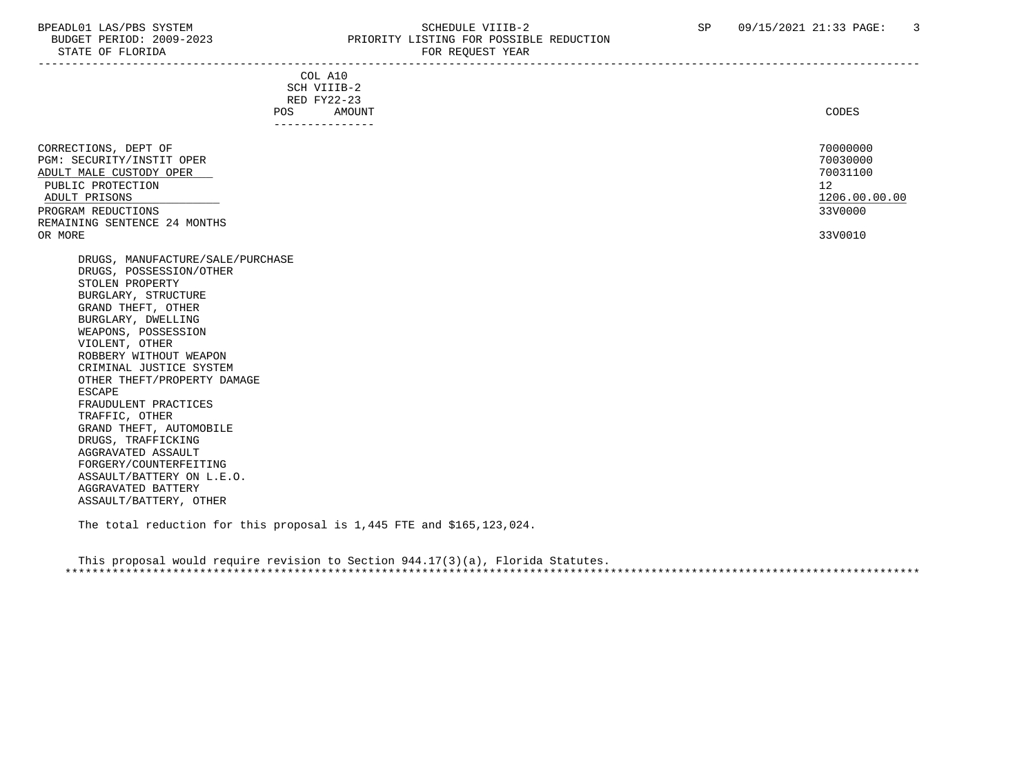| | COL A10 SCH VIIIB-2 RED FY22-23 POS AMOUNT | CODES |
|---|---|---|
| CORRECTIONS, DEPT OF | | 70000000 |
| PGM: SECURITY/INSTIT OPER | | 70030000 |
| ADULT MALE CUSTODY OPER | | 70031100 |
| PUBLIC PROTECTION | | 12 |
| ADULT PRISONS | | 1206.00.00.00 |
| PROGRAM REDUCTIONS | | 33V0000 |
| REMAINING SENTENCE 24 MONTHS OR MORE | | 33V0010 |

DRUGS, MANUFACTURE/SALE/PURCHASE
DRUGS, POSSESSION/OTHER
STOLEN PROPERTY
BURGLARY, STRUCTURE
GRAND THEFT, OTHER
BURGLARY, DWELLING
WEAPONS, POSSESSION
VIOLENT, OTHER
ROBBERY WITHOUT WEAPON
CRIMINAL JUSTICE SYSTEM
OTHER THEFT/PROPERTY DAMAGE
ESCAPE
FRAUDULENT PRACTICES
TRAFFIC, OTHER
GRAND THEFT, AUTOMOBILE
DRUGS, TRAFFICKING
AGGRAVATED ASSAULT
FORGERY/COUNTERFEITING
ASSAULT/BATTERY ON L.E.O.
AGGRAVATED BATTERY
ASSAULT/BATTERY, OTHER

The total reduction for this proposal is 1,445 FTE and $165,123,024.

This proposal would require revision to Section 944.17(3)(a), Florida Statutes.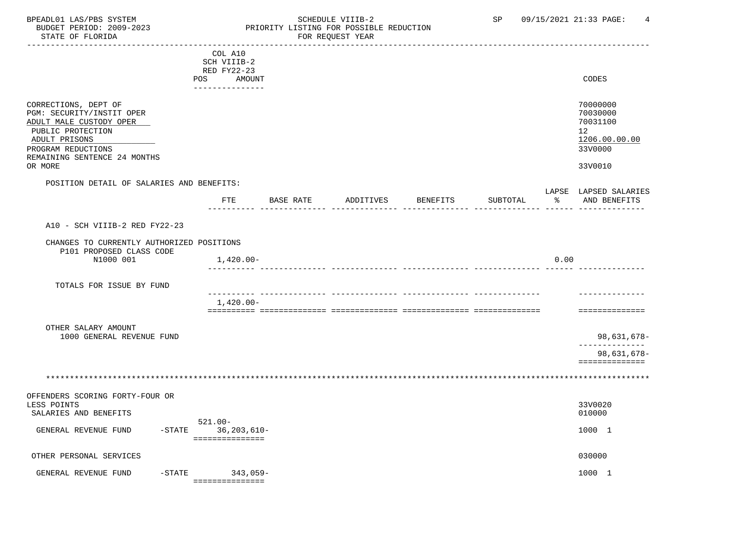| | COL A10 SCH VIIIB-2 RED FY22-23 POS AMOUNT | CODES |
|---|---|---|
| CORRECTIONS, DEPT OF | | 70000000 |
| PGM: SECURITY/INSTIT OPER | | 70030000 |
| ADULT MALE CUSTODY OPER | | 70031100 |
| PUBLIC PROTECTION | | 12 |
| ADULT PRISONS | | 1206.00.00.00 |
| PROGRAM REDUCTIONS | | 33V0000 |
| REMAINING SENTENCE 24 MONTHS OR MORE | | 33V0010 |

POSITION DETAIL OF SALARIES AND BENEFITS:

| | FTE | BASE RATE | ADDITIVES | BENEFITS | SUBTOTAL | LAPSE % | LAPSED SALARIES AND BENEFITS |
|---|---|---|---|---|---|---|---|
| A10 - SCH VIIIB-2 RED FY22-23 | | | | | | | |
| CHANGES TO CURRENTLY AUTHORIZED POSITIONS | | | | | | | |
| P101 PROPOSED CLASS CODE | | | | | | | |
| N1000 001 | 1,420.00- | | | | | 0.00 | |
| TOTALS FOR ISSUE BY FUND | 1,420.00- | | | | | | |

OTHER SALARY AMOUNT

| | |
|---|---|
| 1000 GENERAL REVENUE FUND | 98,631,678- |
| | 98,631,678- |

*******************************************************************************************************************

| | POS | AMOUNT | CODES |
|---|---|---|---|
| OFFENDERS SCORING FORTY-FOUR OR LESS POINTS | | | 33V0020 |
| SALARIES AND BENEFITS | | | 010000 |
| GENERAL REVENUE FUND -STATE | 521.00- | 36,203,610- | 1000 1 |
| OTHER PERSONAL SERVICES | | | 030000 |
| GENERAL REVENUE FUND -STATE | | 343,059- | 1000 1 |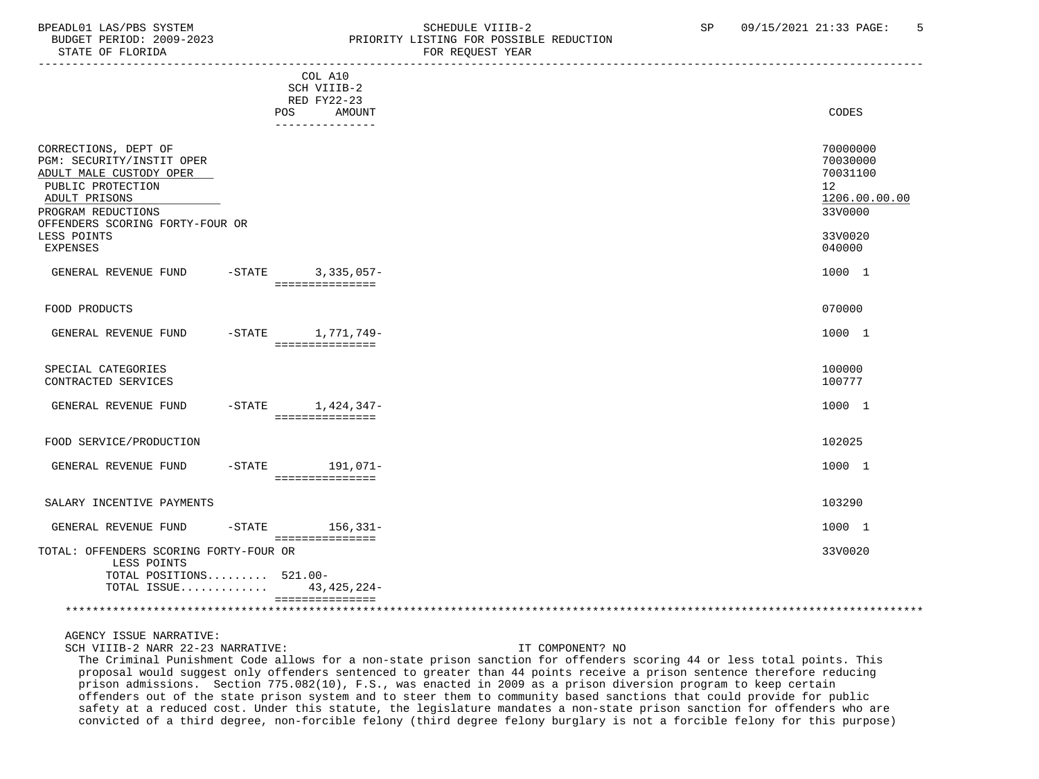| | COL A10 SCH VIIIB-2 RED FY22-23 POS | AMOUNT | CODES |
|---|---|---|---|
| CORRECTIONS, DEPT OF | | | 70000000 |
| PGM: SECURITY/INSTIT OPER | | | 70030000 |
| ADULT MALE CUSTODY OPER | | | 70031100 |
| PUBLIC PROTECTION | | | 12 |
| ADULT PRISONS | | | 1206.00.00.00 |
| PROGRAM REDUCTIONS | | | 33V0000 |
| OFFENDERS SCORING FORTY-FOUR OR LESS POINTS | | | 33V0020 |
| EXPENSES | | | 040000 |
| GENERAL REVENUE FUND -STATE | | 3,335,057- | 1000 1 |
| FOOD PRODUCTS | | | 070000 |
| GENERAL REVENUE FUND -STATE | | 1,771,749- | 1000 1 |
| SPECIAL CATEGORIES | | | 100000 |
| CONTRACTED SERVICES | | | 100777 |
| GENERAL REVENUE FUND -STATE | | 1,424,347- | 1000 1 |
| FOOD SERVICE/PRODUCTION | | | 102025 |
| GENERAL REVENUE FUND -STATE | | 191,071- | 1000 1 |
| SALARY INCENTIVE PAYMENTS | | | 103290 |
| GENERAL REVENUE FUND -STATE | | 156,331- | 1000 1 |
| TOTAL: OFFENDERS SCORING FORTY-FOUR OR LESS POINTS | | | 33V0020 |
| TOTAL POSITIONS......... | 521.00- | | |
| TOTAL ISSUE............. | | 43,425,224- | |

AGENCY ISSUE NARRATIVE:

SCH VIIIB-2 NARR 22-23 NARRATIVE: IT COMPONENT? NO

The Criminal Punishment Code allows for a non-state prison sanction for offenders scoring 44 or less total points. This proposal would suggest only offenders sentenced to greater than 44 points receive a prison sentence therefore reducing prison admissions. Section 775.082(10), F.S., was enacted in 2009 as a prison diversion program to keep certain offenders out of the state prison system and to steer them to community based sanctions that could provide for public safety at a reduced cost. Under this statute, the legislature mandates a non-state prison sanction for offenders who are convicted of a third degree, non-forcible felony (third degree felony burglary is not a forcible felony for this purpose)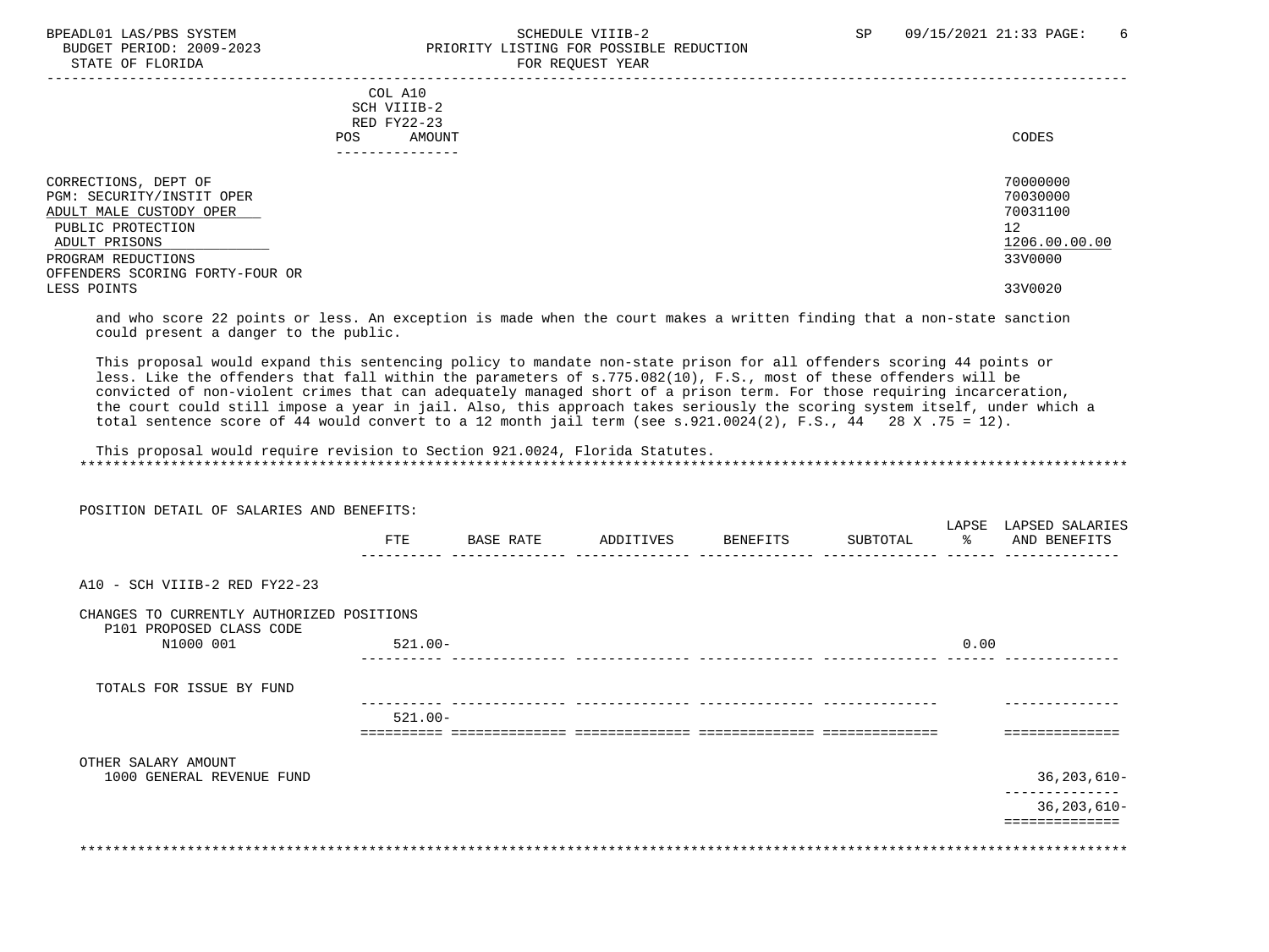COL A10
SCH VIIIB-2
RED FY22-23
POS AMOUNT

CODES

| | |
|---|---|
| CORRECTIONS, DEPT OF | 70000000 |
| PGM: SECURITY/INSTIT OPER | 70030000 |
| ADULT MALE CUSTODY OPER | 70031100 |
| PUBLIC PROTECTION | 12 |
| ADULT PRISONS | 1206.00.00.00 |
| PROGRAM REDUCTIONS | 33V0000 |
| OFFENDERS SCORING FORTY-FOUR OR LESS POINTS | 33V0020 |

and who score 22 points or less. An exception is made when the court makes a written finding that a non-state sanction could present a danger to the public.

This proposal would expand this sentencing policy to mandate non-state prison for all offenders scoring 44 points or less. Like the offenders that fall within the parameters of s.775.082(10), F.S., most of these offenders will be convicted of non-violent crimes that can adequately managed short of a prison term. For those requiring incarceration, the court could still impose a year in jail. Also, this approach takes seriously the scoring system itself, under which a total sentence score of 44 would convert to a 12 month jail term (see s.921.0024(2), F.S., 44 28 X .75 = 12).

This proposal would require revision to Section 921.0024, Florida Statutes.

POSITION DETAIL OF SALARIES AND BENEFITS:

| | FTE | BASE RATE | ADDITIVES | BENEFITS | SUBTOTAL | LAPSE % | LAPSED SALARIES AND BENEFITS |
|---|---|---|---|---|---|---|---|
| A10 - SCH VIIIB-2 RED FY22-23 | | | | | | | |
| CHANGES TO CURRENTLY AUTHORIZED POSITIONS | | | | | | | |
| P101 PROPOSED CLASS CODE | | | | | | | |
| N1000 001 | 521.00- | | | | | 0.00 | |
| TOTALS FOR ISSUE BY FUND | | | | | | | |
| | 521.00- | | | | | | |

OTHER SALARY AMOUNT

| | |
|---|---|
| 1000 GENERAL REVENUE FUND | 36,203,610- |
| | 36,203,610- |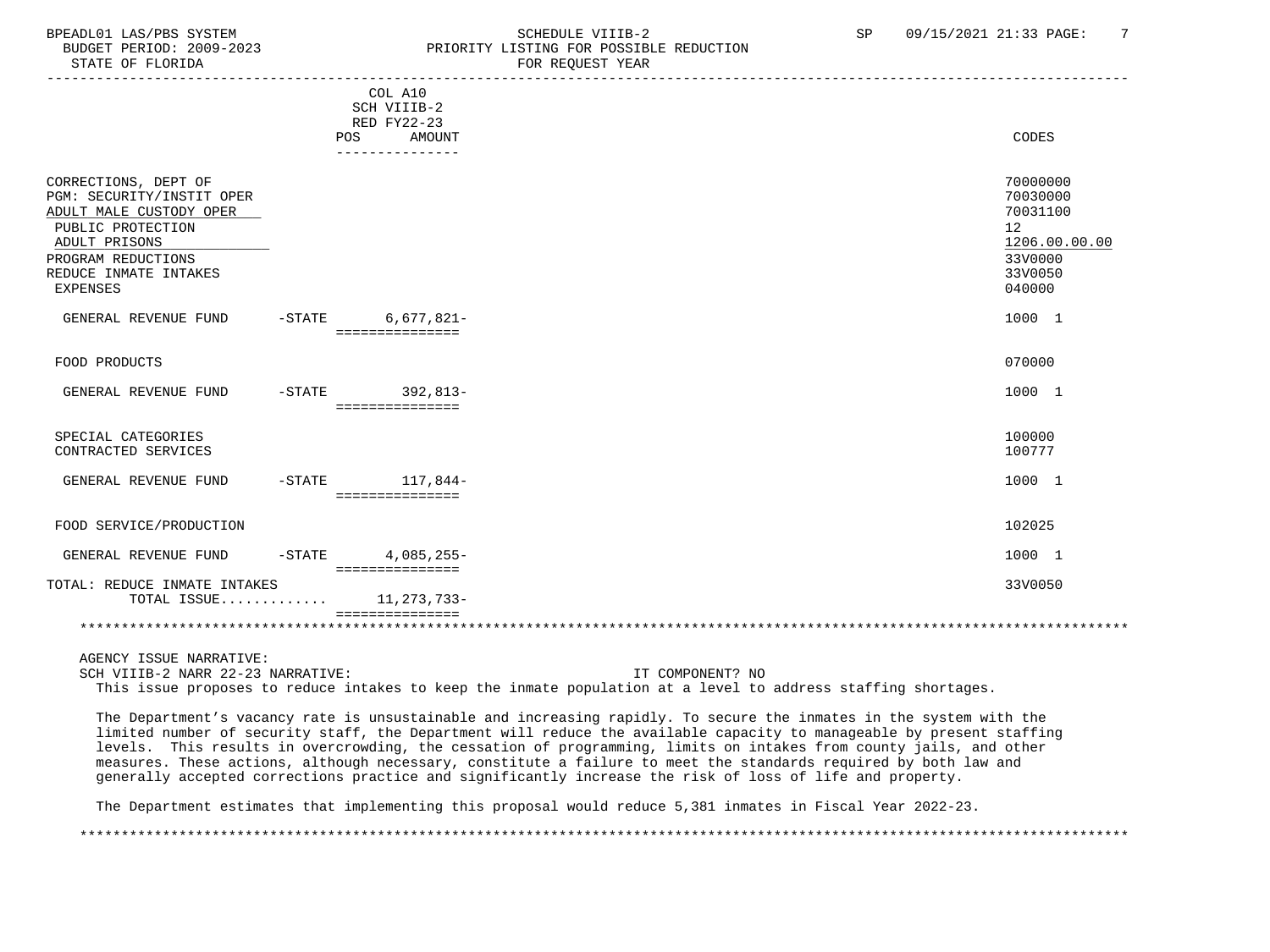| | COL A10 SCH VIIIB-2 RED FY22-23 POS AMOUNT | CODES |
|---|---|---|
| CORRECTIONS, DEPT OF | | 70000000 |
| PGM: SECURITY/INSTIT OPER | | 70030000 |
| ADULT MALE CUSTODY OPER | | 70031100 |
| PUBLIC PROTECTION | | 12 |
| ADULT PRISONS | | 1206.00.00.00 |
| PROGRAM REDUCTIONS | | 33V0000 |
| REDUCE INMATE INTAKES | | 33V0050 |
| EXPENSES | | 040000 |
| GENERAL REVENUE FUND -STATE | 6,677,821- | 1000 1 |
| FOOD PRODUCTS | | 070000 |
| GENERAL REVENUE FUND -STATE | 392,813- | 1000 1 |
| SPECIAL CATEGORIES | | 100000 |
| CONTRACTED SERVICES | | 100777 |
| GENERAL REVENUE FUND -STATE | 117,844- | 1000 1 |
| FOOD SERVICE/PRODUCTION | | 102025 |
| GENERAL REVENUE FUND -STATE | 4,085,255- | 1000 1 |
| TOTAL: REDUCE INMATE INTAKES | | 33V0050 |
| TOTAL ISSUE............ | 11,273,733- | |

AGENCY ISSUE NARRATIVE:

SCH VIIIB-2 NARR 22-23 NARRATIVE: IT COMPONENT? NO

This issue proposes to reduce intakes to keep the inmate population at a level to address staffing shortages.

The Department’s vacancy rate is unsustainable and increasing rapidly. To secure the inmates in the system with the limited number of security staff, the Department will reduce the available capacity to manageable by present staffing levels. This results in overcrowding, the cessation of programming, limits on intakes from county jails, and other measures. These actions, although necessary, constitute a failure to meet the standards required by both law and generally accepted corrections practice and significantly increase the risk of loss of life and property.

The Department estimates that implementing this proposal would reduce 5,381 inmates in Fiscal Year 2022-23.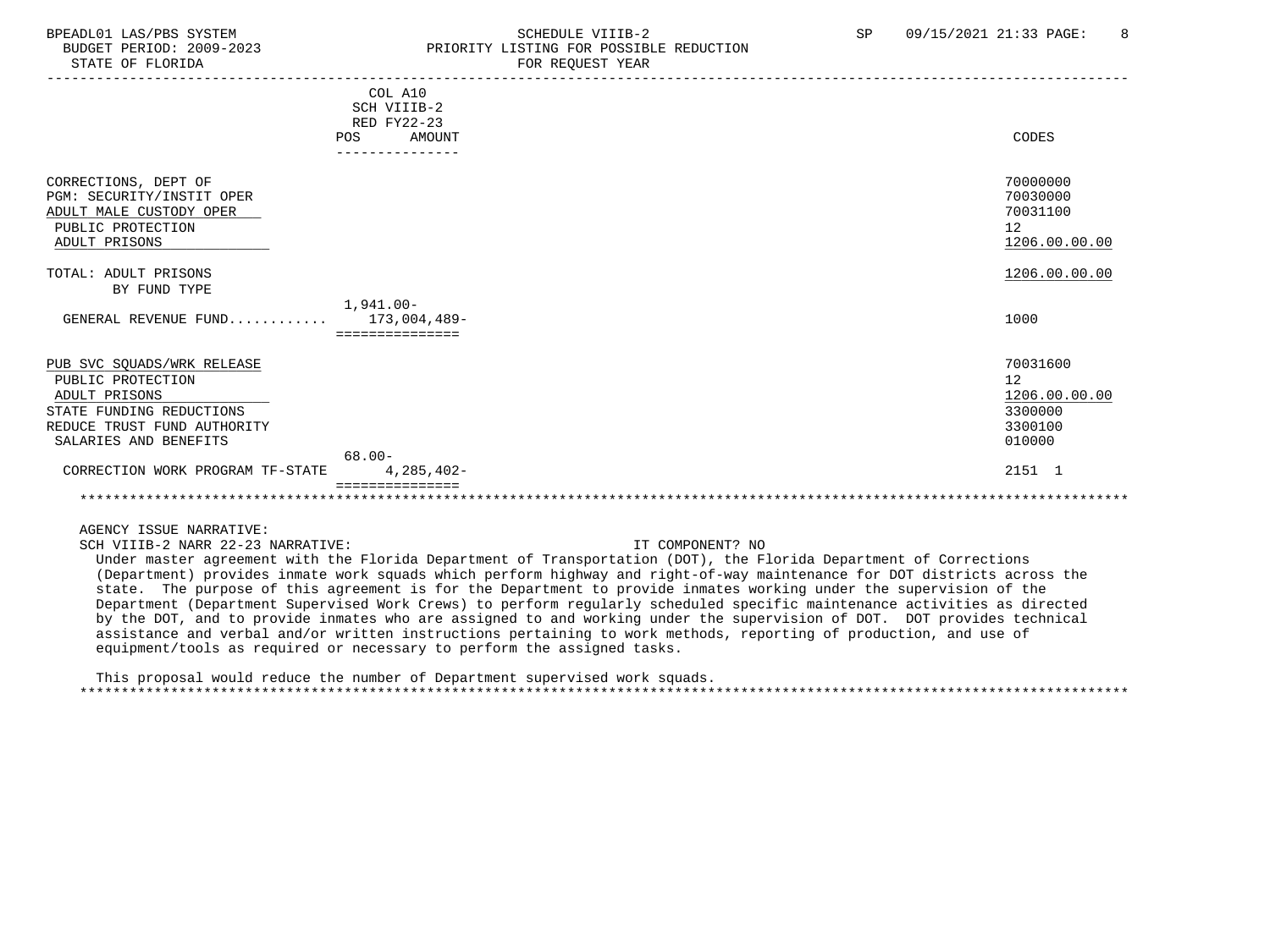| | COL A10 SCH VIIIB-2 RED FY22-23 POS | AMOUNT | CODES |
|---|---|---|---|
| CORRECTIONS, DEPT OF | | | 70000000 |
| PGM: SECURITY/INSTIT OPER | | | 70030000 |
| ADULT MALE CUSTODY OPER | | | 70031100 |
| PUBLIC PROTECTION | | | 12 |
| ADULT PRISONS | | | 1206.00.00.00 |
| TOTAL: ADULT PRISONS | | | 1206.00.00.00 |
| BY FUND TYPE | | | |
| GENERAL REVENUE FUND........... | 1,941.00- | 173,004,489- | 1000 |
| PUB SVC SQUADS/WRK RELEASE | | | 70031600 |
| PUBLIC PROTECTION | | | 12 |
| ADULT PRISONS | | | 1206.00.00.00 |
| STATE FUNDING REDUCTIONS | | | 3300000 |
| REDUCE TRUST FUND AUTHORITY | | | 3300100 |
| SALARIES AND BENEFITS | | | 010000 |
| CORRECTION WORK PROGRAM TF-STATE | 68.00- | 4,285,402- | 2151 1 |

AGENCY ISSUE NARRATIVE:

SCH VIIIB-2 NARR 22-23 NARRATIVE: IT COMPONENT? NO

Under master agreement with the Florida Department of Transportation (DOT), the Florida Department of Corrections (Department) provides inmate work squads which perform highway and right-of-way maintenance for DOT districts across the state. The purpose of this agreement is for the Department to provide inmates working under the supervision of the Department (Department Supervised Work Crews) to perform regularly scheduled specific maintenance activities as directed by the DOT, and to provide inmates who are assigned to and working under the supervision of DOT. DOT provides technical assistance and verbal and/or written instructions pertaining to work methods, reporting of production, and use of equipment/tools as required or necessary to perform the assigned tasks.

This proposal would reduce the number of Department supervised work squads.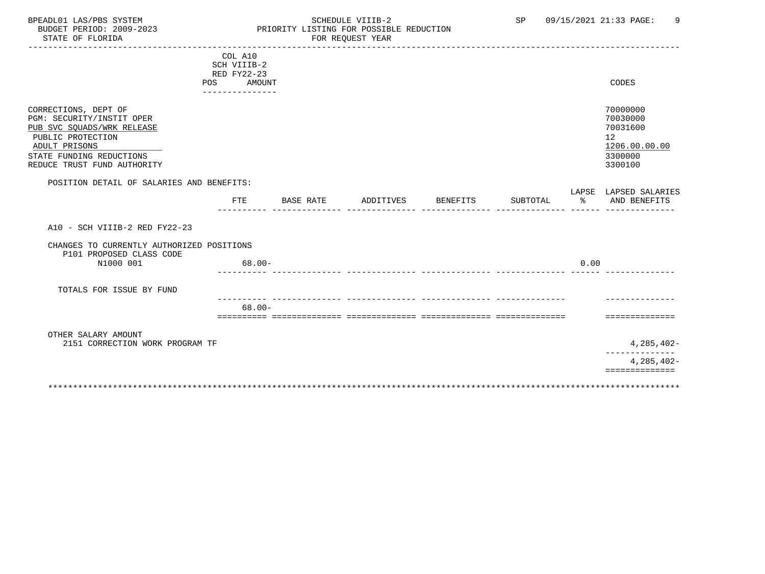BPEADL01 LAS/PBS SYSTEM — SCHEDULE VIIIB-2 — SP 09/15/2021 21:33

BUDGET PERIOD: 2009-2023 — PRIORITY LISTING FOR POSSIBLE REDUCTION

STATE OF FLORIDA — FOR REQUEST YEAR

| | COL A10 SCH VIIIB-2 RED FY22-23 POS AMOUNT | CODES |
|---|---|---|
| CORRECTIONS, DEPT OF | | 70000000 |
| PGM: SECURITY/INSTIT OPER | | 70030000 |
| PUB SVC SQUADS/WRK RELEASE | | 70031600 |
| PUBLIC PROTECTION | | 12 |
| ADULT PRISONS | | 1206.00.00.00 |
| STATE FUNDING REDUCTIONS | | 3300000 |
| REDUCE TRUST FUND AUTHORITY | | 3300100 |

POSITION DETAIL OF SALARIES AND BENEFITS:

| | FTE | BASE RATE | ADDITIVES | BENEFITS | SUBTOTAL | LAPSE % | LAPSED SALARIES AND BENEFITS |
|---|---|---|---|---|---|---|---|
| A10 - SCH VIIIB-2 RED FY22-23 | | | | | | | |
| CHANGES TO CURRENTLY AUTHORIZED POSITIONS | | | | | | | |
| P101 PROPOSED CLASS CODE | | | | | | | |
| N1000 001 | 68.00- | | | | | 0.00 | |
| TOTALS FOR ISSUE BY FUND | | | | | | | |
| | 68.00- | | | | | | |

OTHER SALARY AMOUNT

| | |
|---|---|
| 2151 CORRECTION WORK PROGRAM TF | 4,285,402- |
| | 4,285,402- |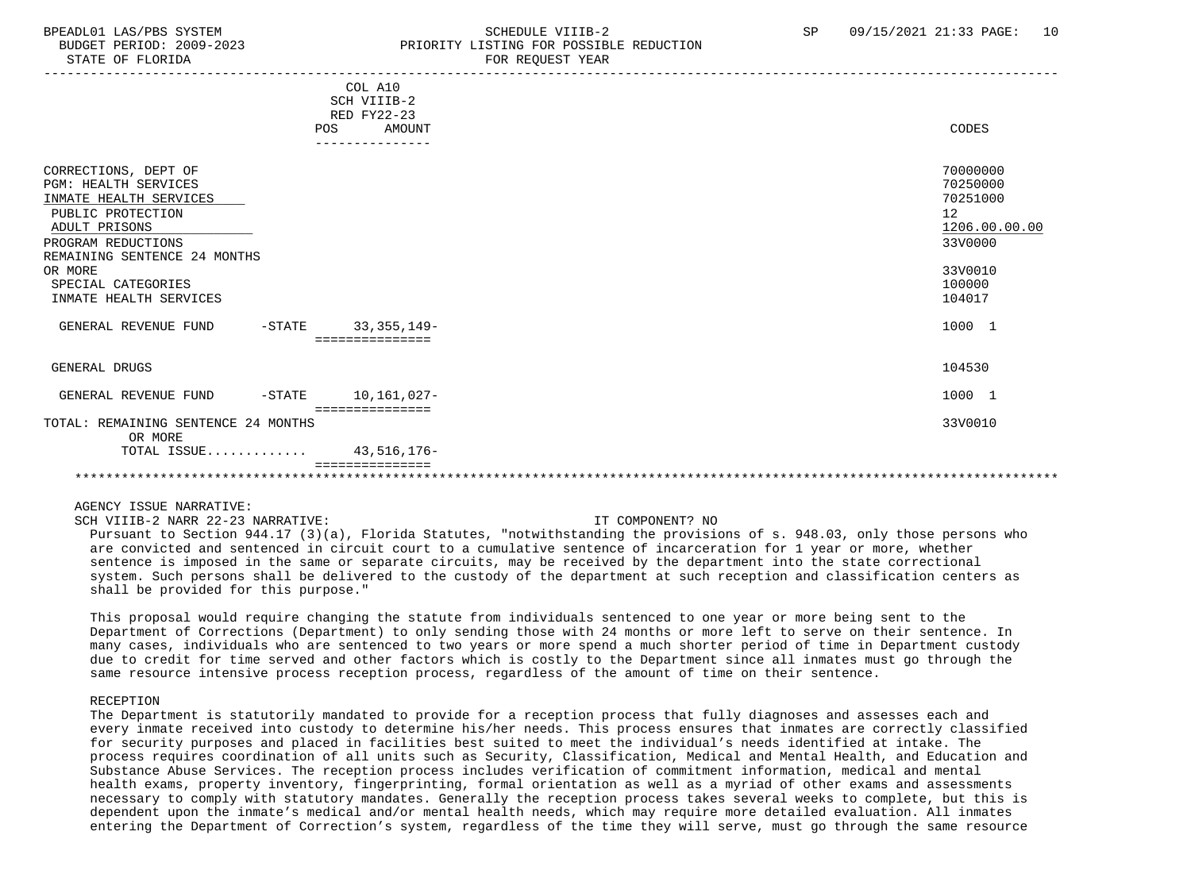| | COL A10 SCH VIIIB-2 RED FY22-23 POS AMOUNT | CODES |
|---|---|---|
| CORRECTIONS, DEPT OF | | 70000000 |
| PGM: HEALTH SERVICES | | 70250000 |
| INMATE HEALTH SERVICES | | 70251000 |
| PUBLIC PROTECTION | | 12 |
| ADULT PRISONS | | 1206.00.00.00 |
| PROGRAM REDUCTIONS | | 33V0000 |
| REMAINING SENTENCE 24 MONTHS OR MORE | | 33V0010 |
| SPECIAL CATEGORIES | | 100000 |
| INMATE HEALTH SERVICES | | 104017 |
| GENERAL REVENUE FUND -STATE | 33,355,149- | 1000 1 |
| GENERAL DRUGS | | 104530 |
| GENERAL REVENUE FUND -STATE | 10,161,027- | 1000 1 |
| TOTAL: REMAINING SENTENCE 24 MONTHS OR MORE | | 33V0010 |
| TOTAL ISSUE............ | 43,516,176- | |

AGENCY ISSUE NARRATIVE:

SCH VIIIB-2 NARR 22-23 NARRATIVE: IT COMPONENT? NO

Pursuant to Section 944.17 (3)(a), Florida Statutes, "notwithstanding the provisions of s. 948.03, only those persons who are convicted and sentenced in circuit court to a cumulative sentence of incarceration for 1 year or more, whether sentence is imposed in the same or separate circuits, may be received by the department into the state correctional system. Such persons shall be delivered to the custody of the department at such reception and classification centers as shall be provided for this purpose."

This proposal would require changing the statute from individuals sentenced to one year or more being sent to the Department of Corrections (Department) to only sending those with 24 months or more left to serve on their sentence. In many cases, individuals who are sentenced to two years or more spend a much shorter period of time in Department custody due to credit for time served and other factors which is costly to the Department since all inmates must go through the same resource intensive process reception process, regardless of the amount of time on their sentence.

RECEPTION

The Department is statutorily mandated to provide for a reception process that fully diagnoses and assesses each and every inmate received into custody to determine his/her needs. This process ensures that inmates are correctly classified for security purposes and placed in facilities best suited to meet the individual's needs identified at intake. The process requires coordination of all units such as Security, Classification, Medical and Mental Health, and Education and Substance Abuse Services. The reception process includes verification of commitment information, medical and mental health exams, property inventory, fingerprinting, formal orientation as well as a myriad of other exams and assessments necessary to comply with statutory mandates. Generally the reception process takes several weeks to complete, but this is dependent upon the inmate's medical and/or mental health needs, which may require more detailed evaluation. All inmates entering the Department of Correction's system, regardless of the time they will serve, must go through the same resource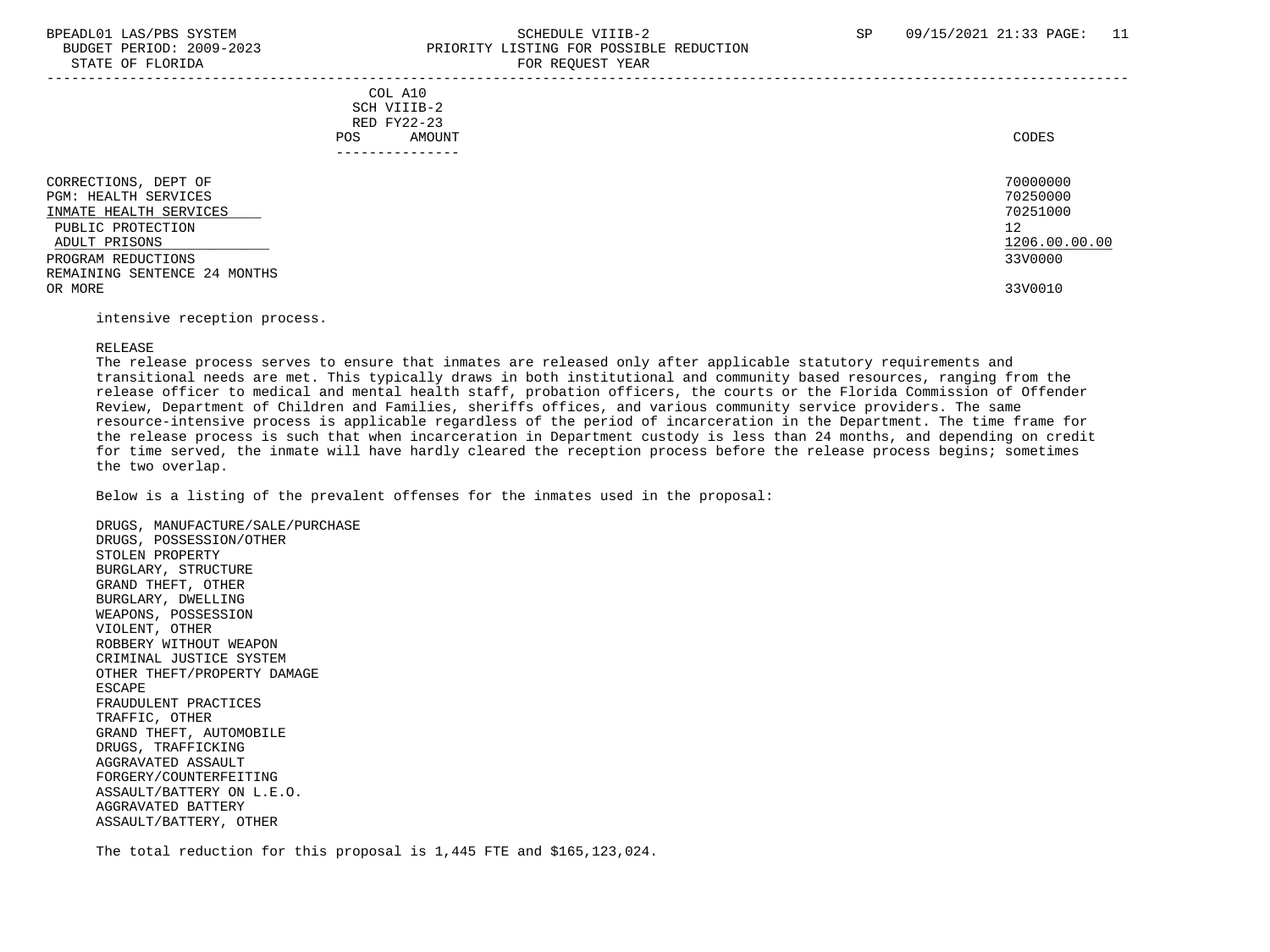| | COL A10 SCH VIIIB-2 RED FY22-23 POS AMOUNT | CODES |
|---|---|---|
| CORRECTIONS, DEPT OF | | 70000000 |
| PGM: HEALTH SERVICES | | 70250000 |
| INMATE HEALTH SERVICES | | 70251000 |
| PUBLIC PROTECTION | | 12 |
| ADULT PRISONS | | 1206.00.00.00 |
| PROGRAM REDUCTIONS | | 33V0000 |
| REMAINING SENTENCE 24 MONTHS OR MORE | | 33V0010 |

intensive reception process.

RELEASE

The release process serves to ensure that inmates are released only after applicable statutory requirements and transitional needs are met. This typically draws in both institutional and community based resources, ranging from the release officer to medical and mental health staff, probation officers, the courts or the Florida Commission of Offender Review, Department of Children and Families, sheriffs offices, and various community service providers. The same resource-intensive process is applicable regardless of the period of incarceration in the Department. The time frame for the release process is such that when incarceration in Department custody is less than 24 months, and depending on credit for time served, the inmate will have hardly cleared the reception process before the release process begins; sometimes the two overlap.

Below is a listing of the prevalent offenses for the inmates used in the proposal:

DRUGS, MANUFACTURE/SALE/PURCHASE
DRUGS, POSSESSION/OTHER
STOLEN PROPERTY
BURGLARY, STRUCTURE
GRAND THEFT, OTHER
BURGLARY, DWELLING
WEAPONS, POSSESSION
VIOLENT, OTHER
ROBBERY WITHOUT WEAPON
CRIMINAL JUSTICE SYSTEM
OTHER THEFT/PROPERTY DAMAGE
ESCAPE
FRAUDULENT PRACTICES
TRAFFIC, OTHER
GRAND THEFT, AUTOMOBILE
DRUGS, TRAFFICKING
AGGRAVATED ASSAULT
FORGERY/COUNTERFEITING
ASSAULT/BATTERY ON L.E.O.
AGGRAVATED BATTERY
ASSAULT/BATTERY, OTHER

The total reduction for this proposal is 1,445 FTE and $165,123,024.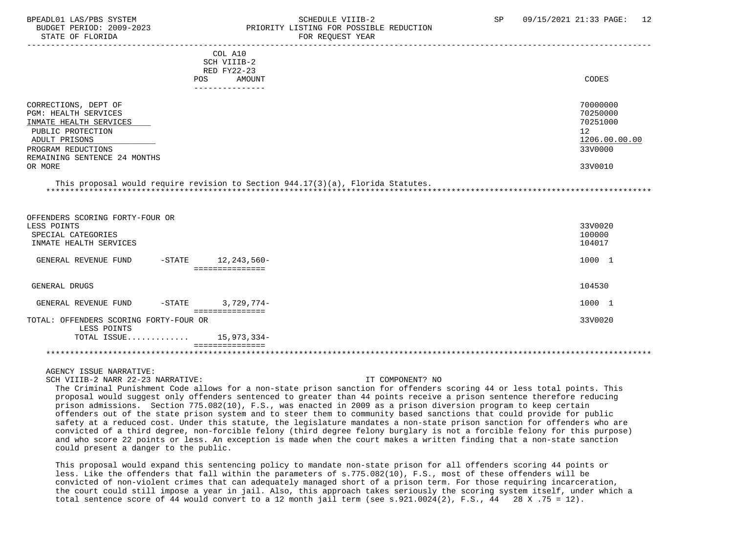| | COL A10 SCH VIIIB-2 RED FY22-23 POS AMOUNT | CODES |
|---|---|---|
| CORRECTIONS, DEPT OF | | 70000000 |
| PGM: HEALTH SERVICES | | 70250000 |
| INMATE HEALTH SERVICES | | 70251000 |
| PUBLIC PROTECTION | | 12 |
| ADULT PRISONS | | 1206.00.00.00 |
| PROGRAM REDUCTIONS | | 33V0000 |
| REMAINING SENTENCE 24 MONTHS OR MORE | | 33V0010 |

This proposal would require revision to Section 944.17(3)(a), Florida Statutes.

| | COL A10 SCH VIIIB-2 RED FY22-23 POS AMOUNT | CODES |
|---|---|---|
| OFFENDERS SCORING FORTY-FOUR OR LESS POINTS | | 33V0020 |
| SPECIAL CATEGORIES | | 100000 |
| INMATE HEALTH SERVICES | | 104017 |
| GENERAL REVENUE FUND -STATE | 12,243,560- | 1000 1 |
| GENERAL DRUGS | | 104530 |
| GENERAL REVENUE FUND -STATE | 3,729,774- | 1000 1 |
| TOTAL: OFFENDERS SCORING FORTY-FOUR OR LESS POINTS | | 33V0020 |
| TOTAL ISSUE............ | 15,973,334- | |

AGENCY ISSUE NARRATIVE:

SCH VIIIB-2 NARR 22-23 NARRATIVE: IT COMPONENT? NO

The Criminal Punishment Code allows for a non-state prison sanction for offenders scoring 44 or less total points. This proposal would suggest only offenders sentenced to greater than 44 points receive a prison sentence therefore reducing prison admissions. Section 775.082(10), F.S., was enacted in 2009 as a prison diversion program to keep certain offenders out of the state prison system and to steer them to community based sanctions that could provide for public safety at a reduced cost. Under this statute, the legislature mandates a non-state prison sanction for offenders who are convicted of a third degree, non-forcible felony (third degree felony burglary is not a forcible felony for this purpose) and who score 22 points or less. An exception is made when the court makes a written finding that a non-state sanction could present a danger to the public.

This proposal would expand this sentencing policy to mandate non-state prison for all offenders scoring 44 points or less. Like the offenders that fall within the parameters of s.775.082(10), F.S., most of these offenders will be convicted of non-violent crimes that can adequately managed short of a prison term. For those requiring incarceration, the court could still impose a year in jail. Also, this approach takes seriously the scoring system itself, under which a total sentence score of 44 would convert to a 12 month jail term (see s.921.0024(2), F.S., 44 28 X .75 = 12).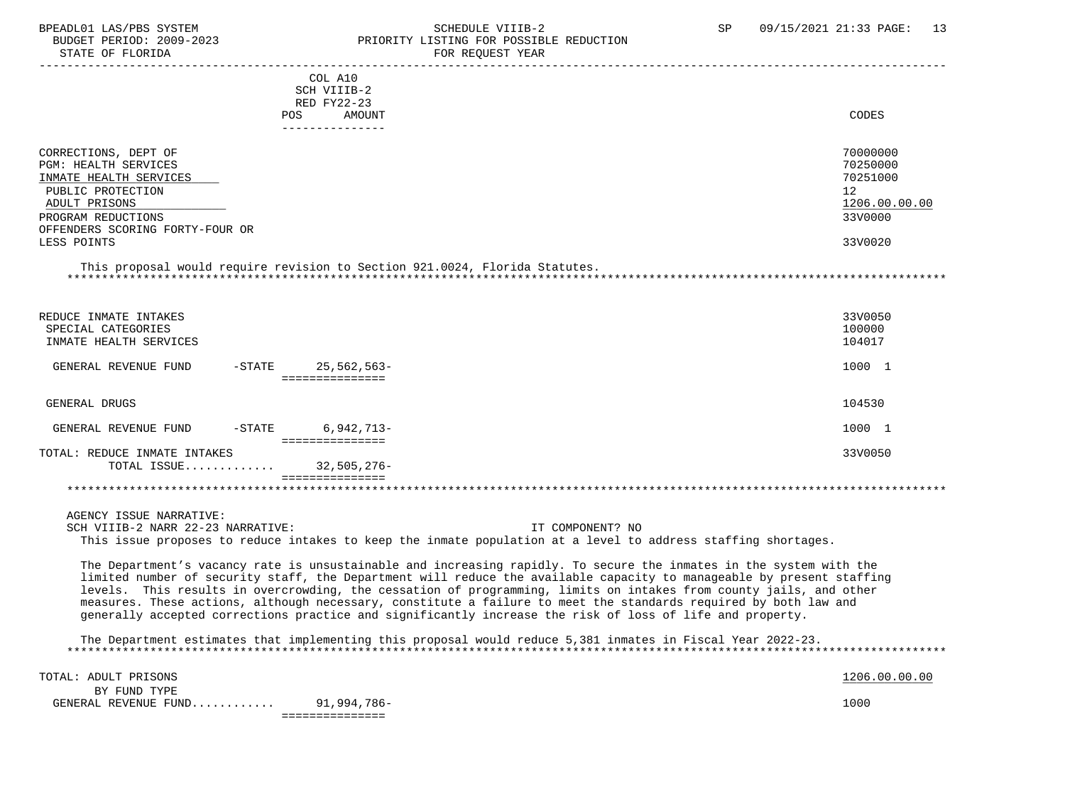COL A10
SCH VIIIB-2
RED FY22-23

| | POS | AMOUNT | CODES |
|---|---|---|---|
| CORRECTIONS, DEPT OF | | | 70000000 |
| PGM: HEALTH SERVICES | | | 70250000 |
| INMATE HEALTH SERVICES | | | 70251000 |
| PUBLIC PROTECTION | | | 12 |
| ADULT PRISONS | | | 1206.00.00.00 |
| PROGRAM REDUCTIONS | | | 33V0000 |
| OFFENDERS SCORING FORTY-FOUR OR LESS POINTS | | | 33V0020 |

This proposal would require revision to Section 921.0024, Florida Statutes.

| | POS | AMOUNT | CODES |
|---|---|---|---|
| REDUCE INMATE INTAKES | | | 33V0050 |
| SPECIAL CATEGORIES | | | 100000 |
| INMATE HEALTH SERVICES | | | 104017 |
| GENERAL REVENUE FUND -STATE | | 25,562,563- | 1000 1 |
| GENERAL DRUGS | | | 104530 |
| GENERAL REVENUE FUND -STATE | | 6,942,713- | 1000 1 |
| TOTAL: REDUCE INMATE INTAKES | | | 33V0050 |
| TOTAL ISSUE............ | | 32,505,276- | |

AGENCY ISSUE NARRATIVE:
SCH VIIIB-2 NARR 22-23 NARRATIVE: IT COMPONENT? NO

This issue proposes to reduce intakes to keep the inmate population at a level to address staffing shortages.

The Department's vacancy rate is unsustainable and increasing rapidly. To secure the inmates in the system with the limited number of security staff, the Department will reduce the available capacity to manageable by present staffing levels. This results in overcrowding, the cessation of programming, limits on intakes from county jails, and other measures. These actions, although necessary, constitute a failure to meet the standards required by both law and generally accepted corrections practice and significantly increase the risk of loss of life and property.

The Department estimates that implementing this proposal would reduce 5,381 inmates in Fiscal Year 2022-23.

| | POS | AMOUNT | CODES |
|---|---|---|---|
| TOTAL: ADULT PRISONS | | | 1206.00.00.00 |
| BY FUND TYPE | | | |
| GENERAL REVENUE FUND........... | | 91,994,786- | 1000 |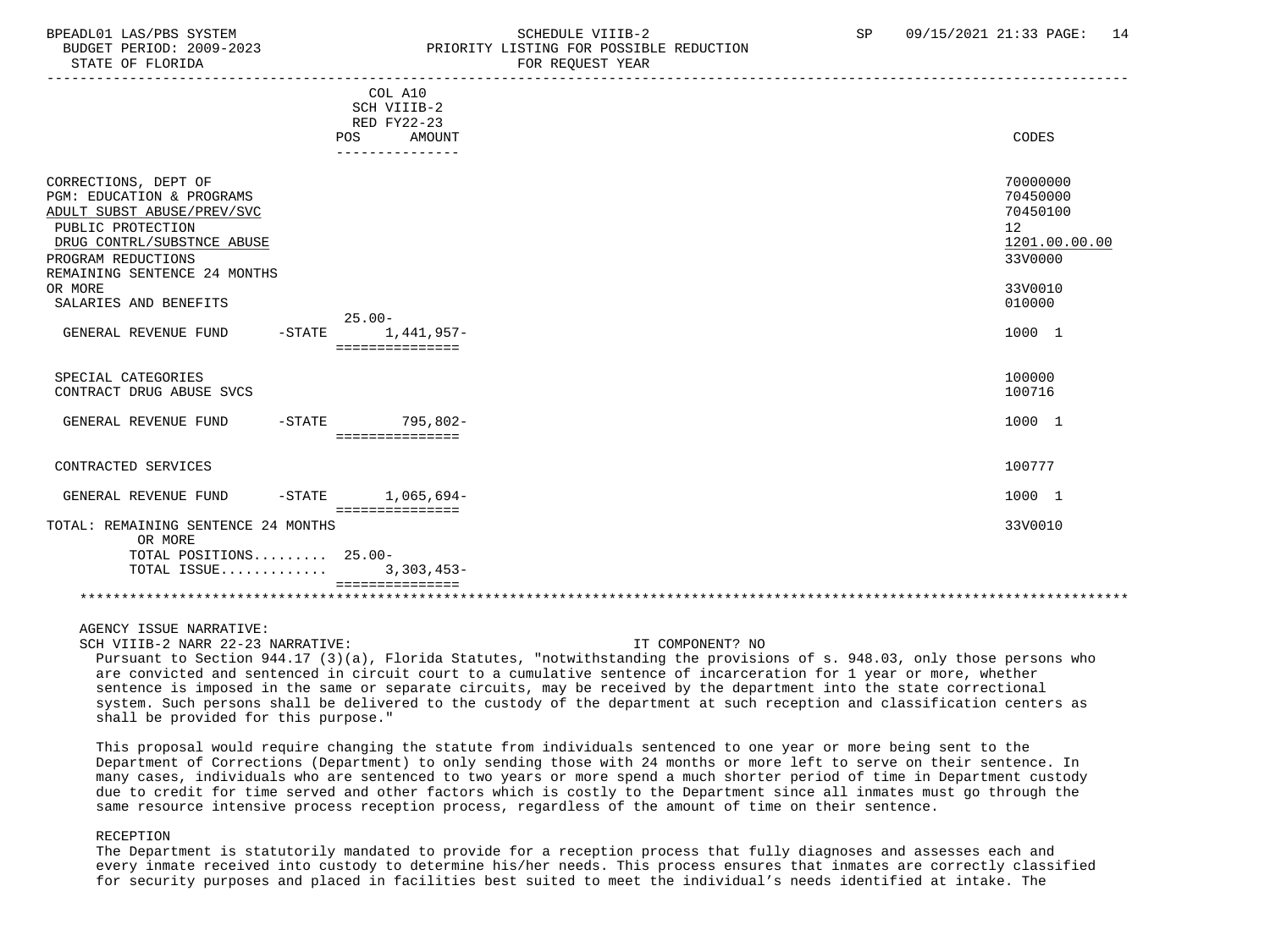| | COL A10 SCH VIIIB-2 RED FY22-23 POS | AMOUNT | CODES |
|---|---|---|---|
| CORRECTIONS, DEPT OF | | | 70000000 |
| PGM: EDUCATION & PROGRAMS | | | 70450000 |
| ADULT SUBST ABUSE/PREV/SVC | | | 70450100 |
| PUBLIC PROTECTION | | | 12 |
| DRUG CONTRL/SUBSTNCE ABUSE | | | 1201.00.00.00 |
| PROGRAM REDUCTIONS | | | 33V0000 |
| REMAINING SENTENCE 24 MONTHS OR MORE | | | 33V0010 |
| SALARIES AND BENEFITS | | | 010000 |
| GENERAL REVENUE FUND -STATE | 25.00- | 1,441,957- | 1000 1 |
| SPECIAL CATEGORIES | | | 100000 |
| CONTRACT DRUG ABUSE SVCS | | | 100716 |
| GENERAL REVENUE FUND -STATE | | 795,802- | 1000 1 |
| CONTRACTED SERVICES | | | 100777 |
| GENERAL REVENUE FUND -STATE | | 1,065,694- | 1000 1 |
| TOTAL: REMAINING SENTENCE 24 MONTHS OR MORE | | | 33V0010 |
| TOTAL POSITIONS | 25.00- | | |
| TOTAL ISSUE | | 3,303,453- | |

AGENCY ISSUE NARRATIVE:

SCH VIIIB-2 NARR 22-23 NARRATIVE: IT COMPONENT? NO

Pursuant to Section 944.17 (3)(a), Florida Statutes, "notwithstanding the provisions of s. 948.03, only those persons who are convicted and sentenced in circuit court to a cumulative sentence of incarceration for 1 year or more, whether sentence is imposed in the same or separate circuits, may be received by the department into the state correctional system. Such persons shall be delivered to the custody of the department at such reception and classification centers as shall be provided for this purpose."

This proposal would require changing the statute from individuals sentenced to one year or more being sent to the Department of Corrections (Department) to only sending those with 24 months or more left to serve on their sentence. In many cases, individuals who are sentenced to two years or more spend a much shorter period of time in Department custody due to credit for time served and other factors which is costly to the Department since all inmates must go through the same resource intensive process reception process, regardless of the amount of time on their sentence.

RECEPTION

The Department is statutorily mandated to provide for a reception process that fully diagnoses and assesses each and every inmate received into custody to determine his/her needs. This process ensures that inmates are correctly classified for security purposes and placed in facilities best suited to meet the individual's needs identified at intake. The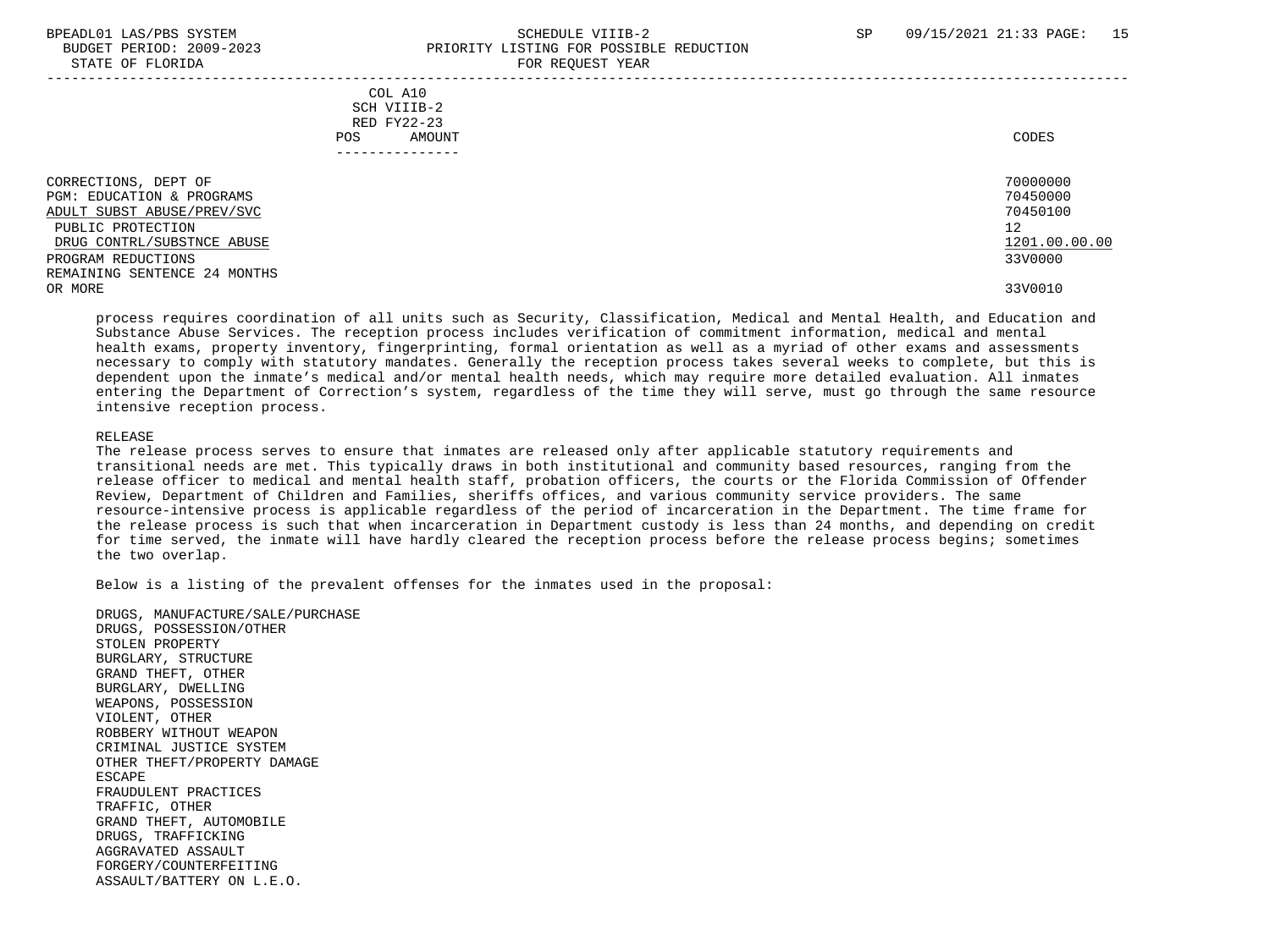| COL A10 SCH VIIIB-2 RED FY22-23 POS AMOUNT | CODES |
|---|---|
| CORRECTIONS, DEPT OF | 70000000 |
| PGM: EDUCATION & PROGRAMS | 70450000 |
| ADULT SUBST ABUSE/PREV/SVC | 70450100 |
| PUBLIC PROTECTION | 12 |
| DRUG CONTRL/SUBSTNCE ABUSE | 1201.00.00.00 |
| PROGRAM REDUCTIONS | 33V0000 |
| REMAINING SENTENCE 24 MONTHS OR MORE | 33V0010 |

process requires coordination of all units such as Security, Classification, Medical and Mental Health, and Education and Substance Abuse Services. The reception process includes verification of commitment information, medical and mental health exams, property inventory, fingerprinting, formal orientation as well as a myriad of other exams and assessments necessary to comply with statutory mandates. Generally the reception process takes several weeks to complete, but this is dependent upon the inmate's medical and/or mental health needs, which may require more detailed evaluation. All inmates entering the Department of Correction's system, regardless of the time they will serve, must go through the same resource intensive reception process.

RELEASE

The release process serves to ensure that inmates are released only after applicable statutory requirements and transitional needs are met. This typically draws in both institutional and community based resources, ranging from the release officer to medical and mental health staff, probation officers, the courts or the Florida Commission of Offender Review, Department of Children and Families, sheriffs offices, and various community service providers. The same resource-intensive process is applicable regardless of the period of incarceration in the Department. The time frame for the release process is such that when incarceration in Department custody is less than 24 months, and depending on credit for time served, the inmate will have hardly cleared the reception process before the release process begins; sometimes the two overlap.

Below is a listing of the prevalent offenses for the inmates used in the proposal:

DRUGS, MANUFACTURE/SALE/PURCHASE
DRUGS, POSSESSION/OTHER
STOLEN PROPERTY
BURGLARY, STRUCTURE
GRAND THEFT, OTHER
BURGLARY, DWELLING
WEAPONS, POSSESSION
VIOLENT, OTHER
ROBBERY WITHOUT WEAPON
CRIMINAL JUSTICE SYSTEM
OTHER THEFT/PROPERTY DAMAGE
ESCAPE
FRAUDULENT PRACTICES
TRAFFIC, OTHER
GRAND THEFT, AUTOMOBILE
DRUGS, TRAFFICKING
AGGRAVATED ASSAULT
FORGERY/COUNTERFEITING
ASSAULT/BATTERY ON L.E.O.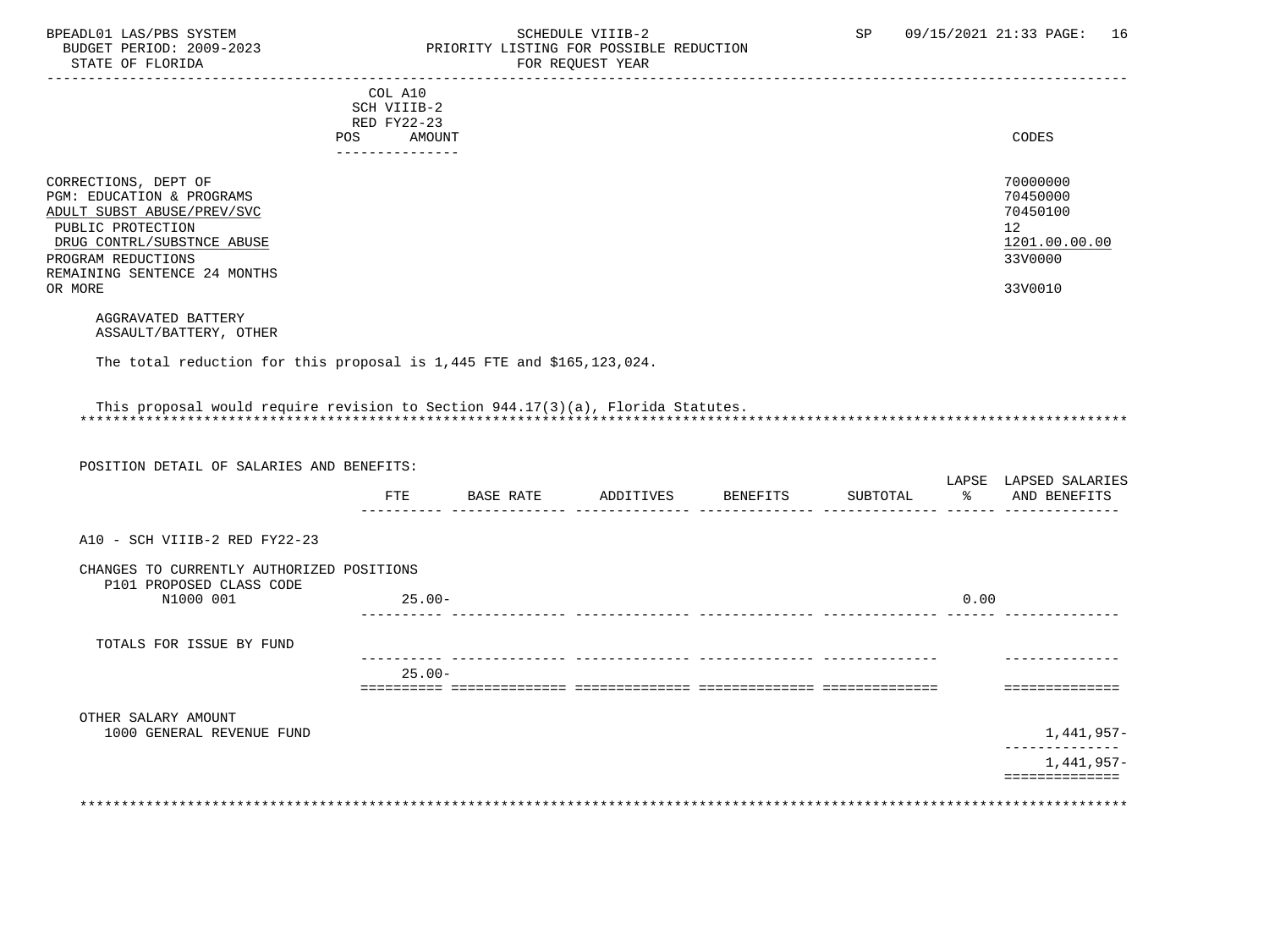COL A10
SCH VIIIB-2
RED FY22-23

| | POS | AMOUNT | CODES |
|---|---|---|---|
| CORRECTIONS, DEPT OF | | | 70000000 |
| PGM: EDUCATION & PROGRAMS | | | 70450000 |
| ADULT SUBST ABUSE/PREV/SVC | | | 70450100 |
| PUBLIC PROTECTION | | | 12 |
| DRUG CONTRL/SUBSTNCE ABUSE | | | 1201.00.00.00 |
| PROGRAM REDUCTIONS | | | 33V0000 |
| REMAINING SENTENCE 24 MONTHS OR MORE | | | 33V0010 |

AGGRAVATED BATTERY
ASSAULT/BATTERY, OTHER

The total reduction for this proposal is 1,445 FTE and $165,123,024.

This proposal would require revision to Section 944.17(3)(a), Florida Statutes.

POSITION DETAIL OF SALARIES AND BENEFITS:

| | FTE | BASE RATE | ADDITIVES | BENEFITS | SUBTOTAL | LAPSE % | LAPSED SALARIES AND BENEFITS |
|---|---|---|---|---|---|---|---|
| A10 - SCH VIIIB-2 RED FY22-23 | | | | | | | |
| CHANGES TO CURRENTLY AUTHORIZED POSITIONS | | | | | | | |
| P101 PROPOSED CLASS CODE | | | | | | | |
| N1000 001 | 25.00- | | | | | 0.00 | |
| TOTALS FOR ISSUE BY FUND | | | | | | | |
| | 25.00- | | | | | | |
| OTHER SALARY AMOUNT | | | | | | | |
| 1000 GENERAL REVENUE FUND | | | | | | | 1,441,957- |
| | | | | | | | 1,441,957- |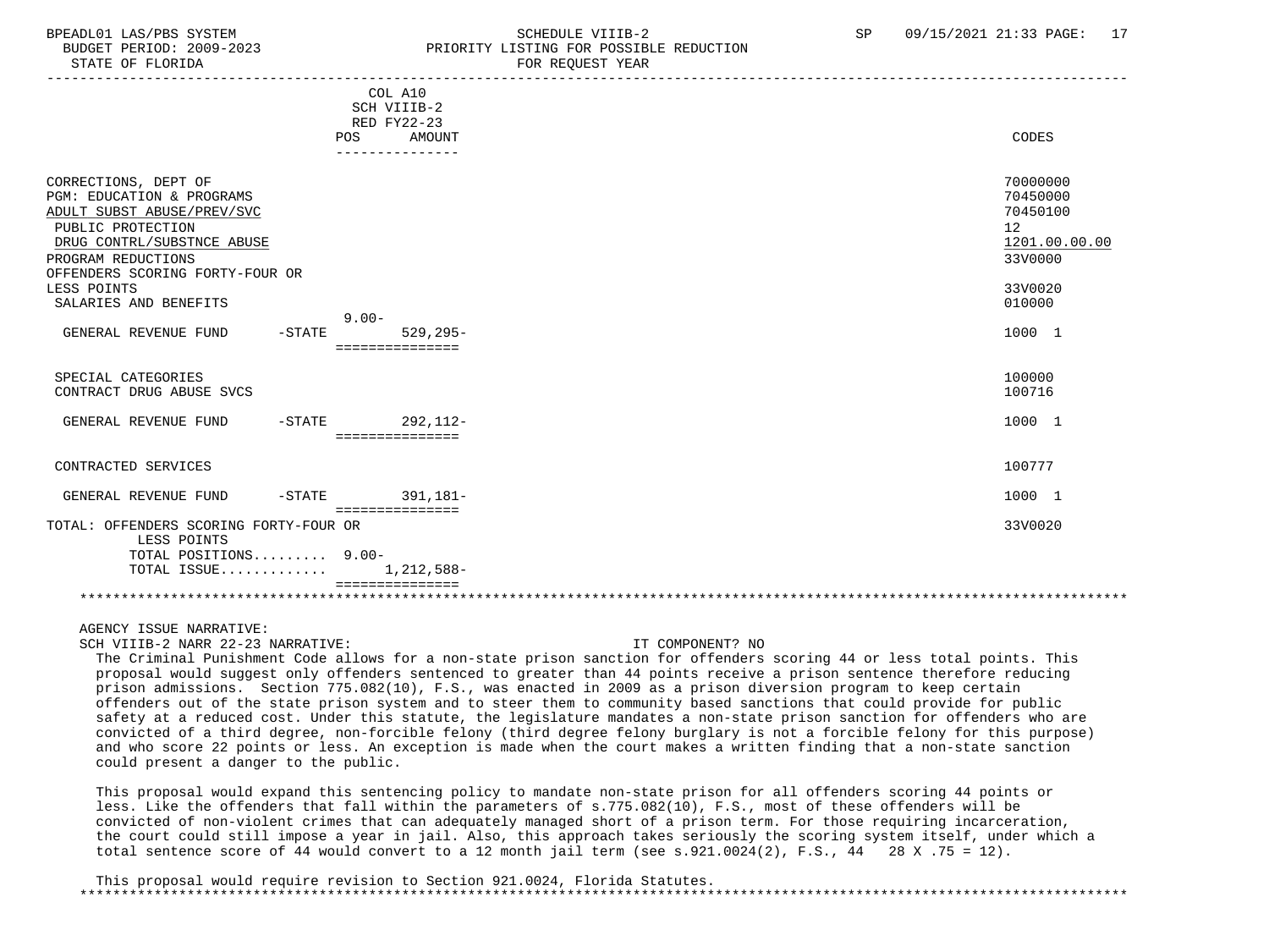BPEADL01 LAS/PBS SYSTEM — SCHEDULE VIIIB-2 — PRIORITY LISTING FOR POSSIBLE REDUCTION — FOR REQUEST YEAR

BUDGET PERIOD: 2009-2023

STATE OF FLORIDA

| | | COL A10 SCH VIIIB-2 RED FY22-23 POS | AMOUNT | CODES |
|---|---|---|---|---|
| CORRECTIONS, DEPT OF | | | | 70000000 |
| PGM: EDUCATION & PROGRAMS | | | | 70450000 |
| ADULT SUBST ABUSE/PREV/SVC | | | | 70450100 |
| PUBLIC PROTECTION | | | | 12 |
| DRUG CONTRL/SUBSTNCE ABUSE | | | | 1201.00.00.00 |
| PROGRAM REDUCTIONS | | | | 33V0000 |
| OFFENDERS SCORING FORTY-FOUR OR LESS POINTS | | | | 33V0020 |
| SALARIES AND BENEFITS | | | | 010000 |
| GENERAL REVENUE FUND | -STATE | 9.00- | 529,295- | 1000 1 |
| SPECIAL CATEGORIES | | | | 100000 |
| CONTRACT DRUG ABUSE SVCS | | | | 100716 |
| GENERAL REVENUE FUND | -STATE | | 292,112- | 1000 1 |
| CONTRACTED SERVICES | | | | 100777 |
| GENERAL REVENUE FUND | -STATE | | 391,181- | 1000 1 |
| TOTAL: OFFENDERS SCORING FORTY-FOUR OR LESS POINTS | | | | 33V0020 |
| TOTAL POSITIONS | | 9.00- | | |
| TOTAL ISSUE | | | 1,212,588- | |

AGENCY ISSUE NARRATIVE:

SCH VIIIB-2 NARR 22-23 NARRATIVE: IT COMPONENT? NO

The Criminal Punishment Code allows for a non-state prison sanction for offenders scoring 44 or less total points. This proposal would suggest only offenders sentenced to greater than 44 points receive a prison sentence therefore reducing prison admissions. Section 775.082(10), F.S., was enacted in 2009 as a prison diversion program to keep certain offenders out of the state prison system and to steer them to community based sanctions that could provide for public safety at a reduced cost. Under this statute, the legislature mandates a non-state prison sanction for offenders who are convicted of a third degree, non-forcible felony (third degree felony burglary is not a forcible felony for this purpose) and who score 22 points or less. An exception is made when the court makes a written finding that a non-state sanction could present a danger to the public.

This proposal would expand this sentencing policy to mandate non-state prison for all offenders scoring 44 points or less. Like the offenders that fall within the parameters of s.775.082(10), F.S., most of these offenders will be convicted of non-violent crimes that can adequately managed short of a prison term. For those requiring incarceration, the court could still impose a year in jail. Also, this approach takes seriously the scoring system itself, under which a total sentence score of 44 would convert to a 12 month jail term (see s.921.0024(2), F.S., 44 28 X .75 = 12).

This proposal would require revision to Section 921.0024, Florida Statutes.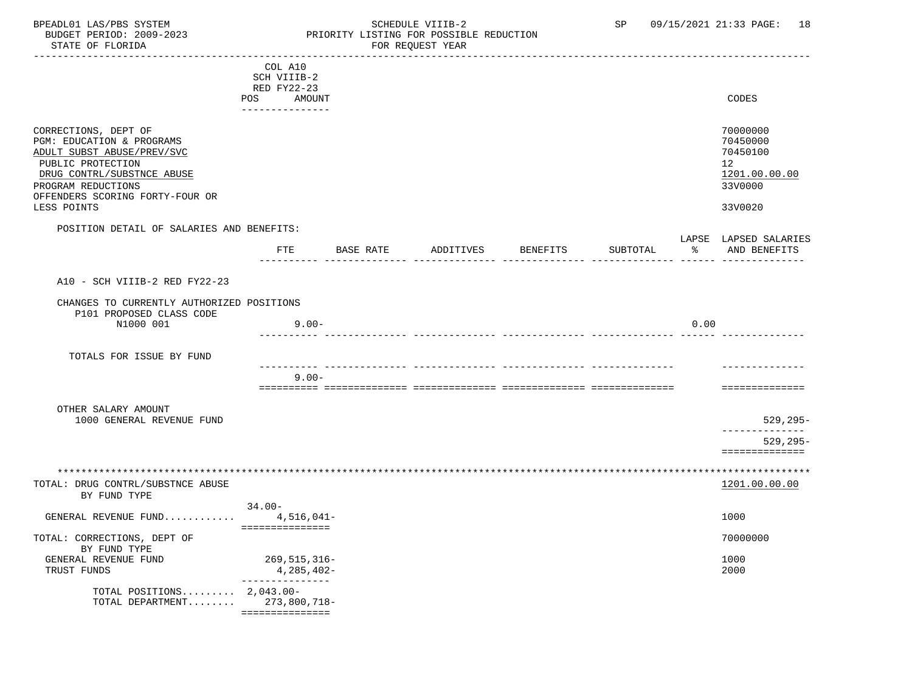| | COL A10 SCH VIIIB-2 RED FY22-23 POS AMOUNT | CODES |
|---|---|---|
| CORRECTIONS, DEPT OF | | 70000000 |
| PGM: EDUCATION & PROGRAMS | | 70450000 |
| ADULT SUBST ABUSE/PREV/SVC | | 70450100 |
| PUBLIC PROTECTION | | 12 |
| DRUG CONTRL/SUBSTNCE ABUSE | | 1201.00.00.00 |
| PROGRAM REDUCTIONS | | 33V0000 |
| OFFENDERS SCORING FORTY-FOUR OR LESS POINTS | | 33V0020 |

POSITION DETAIL OF SALARIES AND BENEFITS:

| | FTE | BASE RATE | ADDITIVES | BENEFITS | SUBTOTAL | LAPSE % | LAPSED SALARIES AND BENEFITS |
|---|---|---|---|---|---|---|---|
| A10 - SCH VIIIB-2 RED FY22-23 | | | | | | | |
| CHANGES TO CURRENTLY AUTHORIZED POSITIONS | | | | | | | |
| P101 PROPOSED CLASS CODE | | | | | | | |
| N1000 001 | 9.00- | | | | | 0.00 | |
| TOTALS FOR ISSUE BY FUND | | | | | | | |
| | 9.00- | | | | | | |
| OTHER SALARY AMOUNT | | | | | | | |
| 1000 GENERAL REVENUE FUND | | | | | | | 529,295- |
| | | | | | | | 529,295- |

***

| | POS / AMOUNT | CODES |
|---|---|---|
| TOTAL: DRUG CONTRL/SUBSTNCE ABUSE BY FUND TYPE | | 1201.00.00.00 |
| | 34.00- | |
| GENERAL REVENUE FUND | 4,516,041- | 1000 |
| TOTAL: CORRECTIONS, DEPT OF BY FUND TYPE | | 70000000 |
| GENERAL REVENUE FUND | 269,515,316- | 1000 |
| TRUST FUNDS | 4,285,402- | 2000 |
| TOTAL POSITIONS | 2,043.00- | |
| TOTAL DEPARTMENT | 273,800,718- | |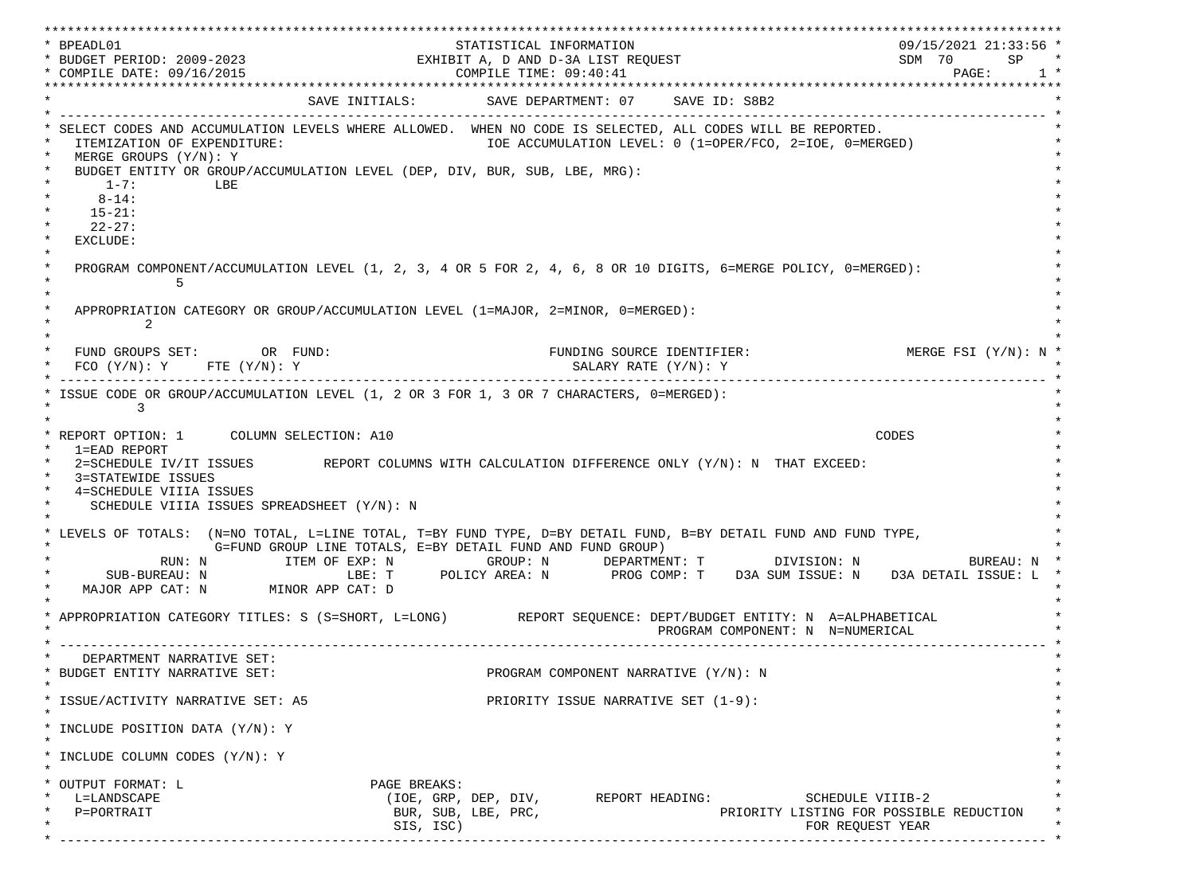```
***************************************************************************************************************************
* BPEADL01                                      STATISTICAL INFORMATION                                09/15/2021 21:33:56 *
* BUDGET PERIOD: 2009-2023                     EXHIBIT A, D AND D-3A LIST REQUEST                      SDM  70      SP     *
* COMPILE DATE: 09/16/2015                        COMPILE TIME: 09:40:41                                       PAGE:      1 *
***************************************************************************************************************************
*                                  SAVE INITIALS:        SAVE DEPARTMENT: 07     SAVE ID: S8B2                              *
* ------------------------------------------------------------------------------------------------------------------------- *
* SELECT CODES AND ACCUMULATION LEVELS WHERE ALLOWED.  WHEN NO CODE IS SELECTED, ALL CODES WILL BE REPORTED.                *
*   ITEMIZATION OF EXPENDITURE:                             IOE ACCUMULATION LEVEL: 0 (1=OPER/FCO, 2=IOE, 0=MERGED)         *
*   MERGE GROUPS (Y/N): Y                                                                                                   *
*   BUDGET ENTITY OR GROUP/ACCUMULATION LEVEL (DEP, DIV, BUR, SUB, LBE, MRG):                                               *
*       1-7:         LBE                                                                                                    *
*      8-14:                                                                                                                *
*     15-21:                                                                                                                *
*     22-27:                                                                                                                *
*   EXCLUDE:                                                                                                                *
*                                                                                                                           *
*   PROGRAM COMPONENT/ACCUMULATION LEVEL (1, 2, 3, 4 OR 5 FOR 2, 4, 6, 8 OR 10 DIGITS, 6=MERGE POLICY, 0=MERGED):           *
*               5                                                                                                           *
*                                                                                                                           *
*   APPROPRIATION CATEGORY OR GROUP/ACCUMULATION LEVEL (1=MAJOR, 2=MINOR, 0=MERGED):                                        *
*           2                                                                                                               *
*                                                                                                                           *
*   FUND GROUPS SET:        OR  FUND:                            FUNDING SOURCE IDENTIFIER:                MERGE FSI (Y/N): N *
*   FCO (Y/N): Y     FTE (Y/N): Y                                   SALARY RATE (Y/N): Y                                    *
* ------------------------------------------------------------------------------------------------------------------------- *
* ISSUE CODE OR GROUP/ACCUMULATION LEVEL (1, 2 OR 3 FOR 1, 3 OR 7 CHARACTERS, 0=MERGED):                                    *
*          3                                                                                                                *
*                                                                                                                           *
* REPORT OPTION: 1      COLUMN SELECTION: A10                                                              CODES            *
*   1=EAD REPORT                                                                                                            *
*   2=SCHEDULE IV/IT ISSUES         REPORT COLUMNS WITH CALCULATION DIFFERENCE ONLY (Y/N): N  THAT EXCEED:                  *
*   3=STATEWIDE ISSUES                                                                                                      *
*   4=SCHEDULE VIIIA ISSUES                                                                                                 *
*     SCHEDULE VIIIA ISSUES SPREADSHEET (Y/N): N                                                                            *
*                                                                                                                           *
* LEVELS OF TOTALS:  (N=NO TOTAL, L=LINE TOTAL, T=BY FUND TYPE, D=BY DETAIL FUND, B=BY DETAIL FUND AND FUND TYPE,           *
*                    G=FUND GROUP LINE TOTALS, E=BY DETAIL FUND AND FUND GROUP)                                             *
*              RUN: N          ITEM OF EXP: N            GROUP: N       DEPARTMENT: T         DIVISION: N             BUREAU: N *
*       SUB-BUREAU: N                 LBE: T      POLICY AREA: N       PROG COMP: T    D3A SUM ISSUE: N    D3A DETAIL ISSUE: L *
*    MAJOR APP CAT: N       MINOR APP CAT: D                                                                                *
*                                                                                                                           *
* APPROPRIATION CATEGORY TITLES: S (S=SHORT, L=LONG)         REPORT SEQUENCE: DEPT/BUDGET ENTITY: N  A=ALPHABETICAL          *
*                                                                              PROGRAM COMPONENT: N  N=NUMERICAL            *
* ------------------------------------------------------------------------------------------------------------------------- *
*    DEPARTMENT NARRATIVE SET:                                                                                              *
* BUDGET ENTITY NARRATIVE SET:                              PROGRAM COMPONENT NARRATIVE (Y/N): N                            *
*                                                                                                                           *
* ISSUE/ACTIVITY NARRATIVE SET: A5                          PRIORITY ISSUE NARRATIVE SET (1-9):                             *
*                                                                                                                           *
* INCLUDE POSITION DATA (Y/N): Y                                                                                            *
*                                                                                                                           *
* INCLUDE COLUMN CODES (Y/N): Y                                                                                             *
*                                                                                                                           *
* OUTPUT FORMAT: L                        PAGE BREAKS:                                                                      *
*   L=LANDSCAPE                           (IOE, GRP, DEP, DIV,       REPORT HEADING:            SCHEDULE VIIIB-2            *
*   P=PORTRAIT                             BUR, SUB, LBE, PRC,                        PRIORITY LISTING FOR POSSIBLE REDUCTION *
*                                          SIS, ISC)                                            FOR REQUEST YEAR            *
* ------------------------------------------------------------------------------------------------------------------------- *
```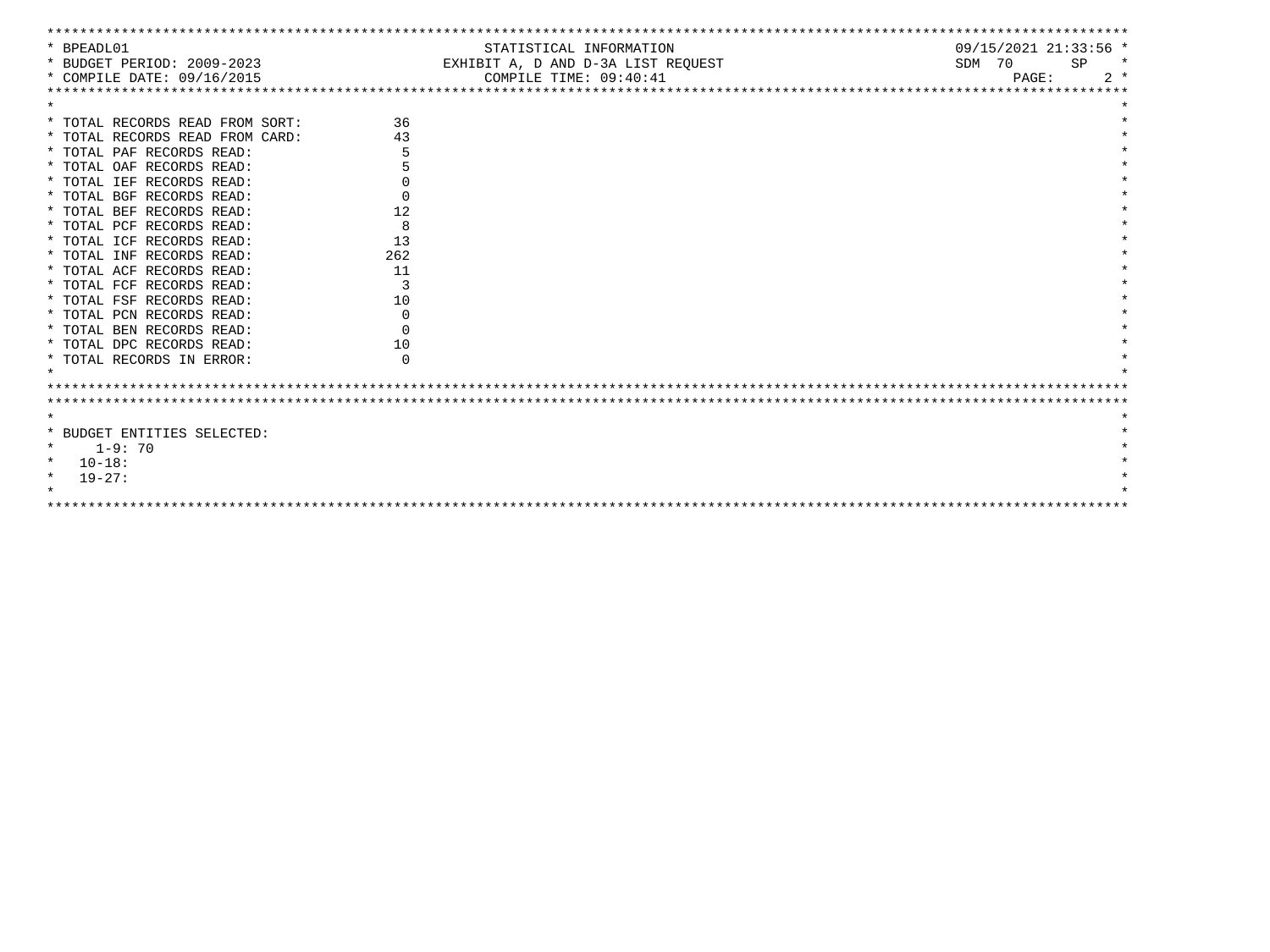```
*******************************************************************************************************************************
* BPEADL01                                       STATISTICAL INFORMATION                               09/15/2021 21:33:56 *
* BUDGET PERIOD: 2009-2023                  EXHIBIT A, D AND D-3A LIST REQUEST                         SDM  70      SP      *
* COMPILE DATE: 09/16/2015                        COMPILE TIME: 09:40:41                                     PAGE:       2 *
*******************************************************************************************************************************
*                                                                                                                             *
* TOTAL RECORDS READ FROM SORT:          36                                                                                   *
* TOTAL RECORDS READ FROM CARD:          43                                                                                   *
* TOTAL PAF RECORDS READ:                 5                                                                                   *
* TOTAL OAF RECORDS READ:                 5                                                                                   *
* TOTAL IEF RECORDS READ:                 0                                                                                   *
* TOTAL BGF RECORDS READ:                 0                                                                                   *
* TOTAL BEF RECORDS READ:                12                                                                                   *
* TOTAL PCF RECORDS READ:                 8                                                                                   *
* TOTAL ICF RECORDS READ:                13                                                                                   *
* TOTAL INF RECORDS READ:               262                                                                                   *
* TOTAL ACF RECORDS READ:                11                                                                                   *
* TOTAL FCF RECORDS READ:                 3                                                                                   *
* TOTAL FSF RECORDS READ:                10                                                                                   *
* TOTAL PCN RECORDS READ:                 0                                                                                   *
* TOTAL BEN RECORDS READ:                 0                                                                                   *
* TOTAL DPC RECORDS READ:                10                                                                                   *
* TOTAL RECORDS IN ERROR:                 0                                                                                   *
*                                                                                                                             *
*******************************************************************************************************************************
*******************************************************************************************************************************
*                                                                                                                             *
* BUDGET ENTITIES SELECTED:                                                                                                   *
*     1-9: 70                                                                                                                 *
*   10-18:                                                                                                                    *
*   19-27:                                                                                                                    *
*                                                                                                                             *
*******************************************************************************************************************************
```